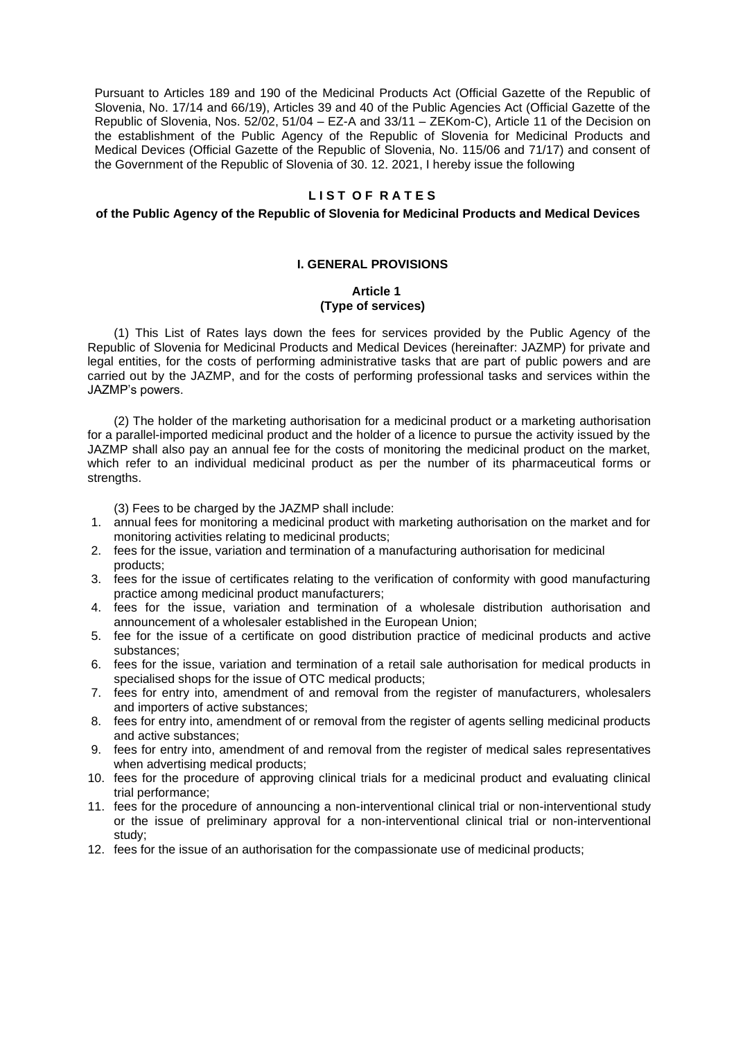Pursuant to Articles 189 and 190 of the Medicinal Products Act (Official Gazette of the Republic of Slovenia, No. 17/14 and 66/19), Articles 39 and 40 of the Public Agencies Act (Official Gazette of the Republic of Slovenia, Nos. 52/02, 51/04 – EZ-A and 33/11 – ZEKom-C), Article 11 of the Decision on the establishment of the Public Agency of the Republic of Slovenia for Medicinal Products and Medical Devices (Official Gazette of the Republic of Slovenia, No. 115/06 and 71/17) and consent of the Government of the Republic of Slovenia of 30. 12. 2021, I hereby issue the following

# LIST OF RATES

## of the Public Agency of the Republic of Slovenia for Medicinal Products and Medical Devices

### I. GENERAL PROVISIONS

**Article 1**
**(Type of services)**

(1) This List of Rates lays down the fees for services provided by the Public Agency of the Republic of Slovenia for Medicinal Products and Medical Devices (hereinafter: JAZMP) for private and legal entities, for the costs of performing administrative tasks that are part of public powers and are carried out by the JAZMP, and for the costs of performing professional tasks and services within the JAZMP's powers.

(2) The holder of the marketing authorisation for a medicinal product or a marketing authorisation for a parallel-imported medicinal product and the holder of a licence to pursue the activity issued by the JAZMP shall also pay an annual fee for the costs of monitoring the medicinal product on the market, which refer to an individual medicinal product as per the number of its pharmaceutical forms or strengths.

(3) Fees to be charged by the JAZMP shall include:

1. annual fees for monitoring a medicinal product with marketing authorisation on the market and for monitoring activities relating to medicinal products;
2. fees for the issue, variation and termination of a manufacturing authorisation for medicinal products;
3. fees for the issue of certificates relating to the verification of conformity with good manufacturing practice among medicinal product manufacturers;
4. fees for the issue, variation and termination of a wholesale distribution authorisation and announcement of a wholesaler established in the European Union;
5. fee for the issue of a certificate on good distribution practice of medicinal products and active substances;
6. fees for the issue, variation and termination of a retail sale authorisation for medical products in specialised shops for the issue of OTC medical products;
7. fees for entry into, amendment of and removal from the register of manufacturers, wholesalers and importers of active substances;
8. fees for entry into, amendment of or removal from the register of agents selling medicinal products and active substances;
9. fees for entry into, amendment of and removal from the register of medical sales representatives when advertising medical products;
10. fees for the procedure of approving clinical trials for a medicinal product and evaluating clinical trial performance;
11. fees for the procedure of announcing a non-interventional clinical trial or non-interventional study or the issue of preliminary approval for a non-interventional clinical trial or non-interventional study;
12. fees for the issue of an authorisation for the compassionate use of medicinal products;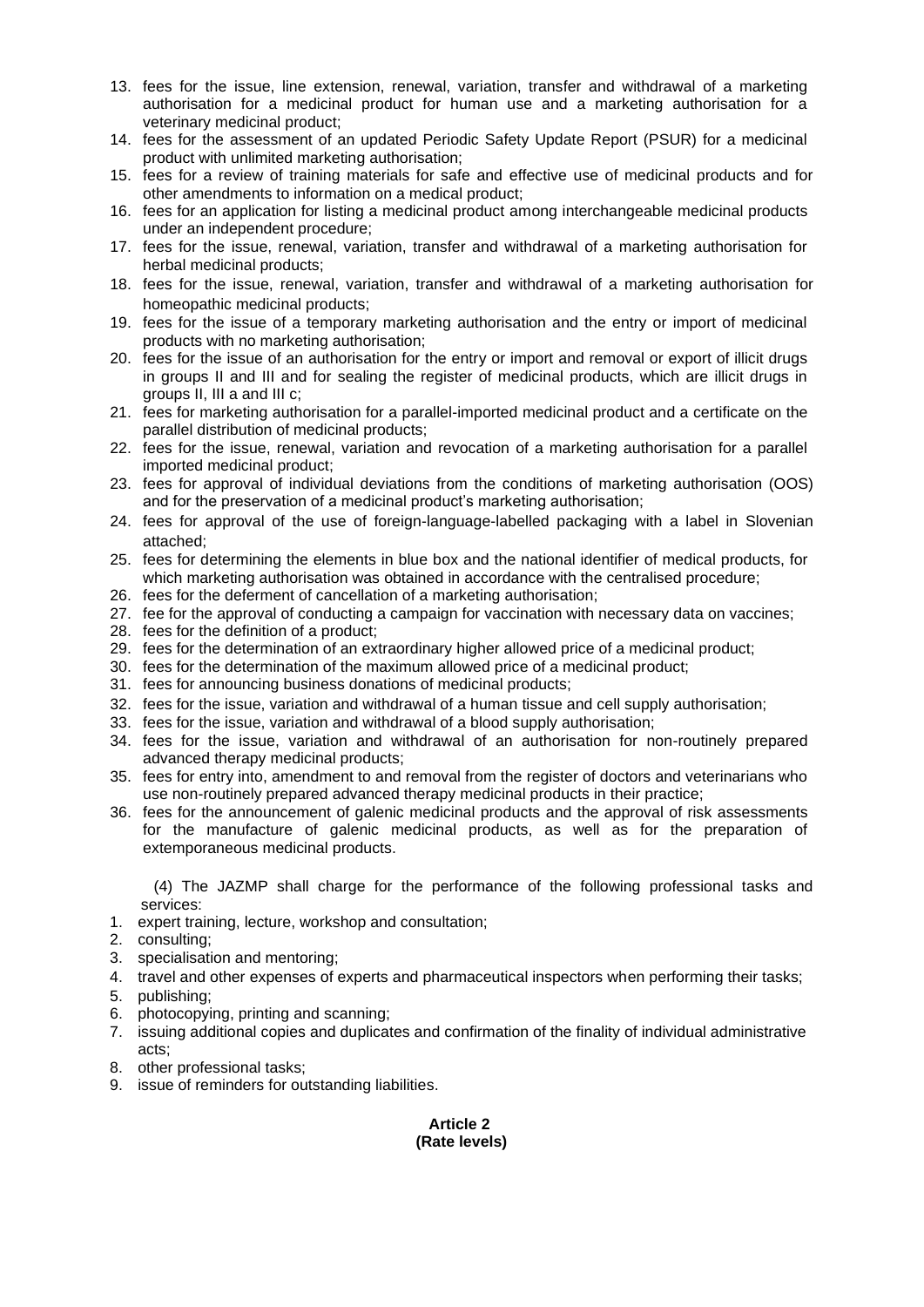13. fees for the issue, line extension, renewal, variation, transfer and withdrawal of a marketing authorisation for a medicinal product for human use and a marketing authorisation for a veterinary medicinal product;
14. fees for the assessment of an updated Periodic Safety Update Report (PSUR) for a medicinal product with unlimited marketing authorisation;
15. fees for a review of training materials for safe and effective use of medicinal products and for other amendments to information on a medical product;
16. fees for an application for listing a medicinal product among interchangeable medicinal products under an independent procedure;
17. fees for the issue, renewal, variation, transfer and withdrawal of a marketing authorisation for herbal medicinal products;
18. fees for the issue, renewal, variation, transfer and withdrawal of a marketing authorisation for homeopathic medicinal products;
19. fees for the issue of a temporary marketing authorisation and the entry or import of medicinal products with no marketing authorisation;
20. fees for the issue of an authorisation for the entry or import and removal or export of illicit drugs in groups II and III and for sealing the register of medicinal products, which are illicit drugs in groups II, III a and III c;
21. fees for marketing authorisation for a parallel-imported medicinal product and a certificate on the parallel distribution of medicinal products;
22. fees for the issue, renewal, variation and revocation of a marketing authorisation for a parallel imported medicinal product;
23. fees for approval of individual deviations from the conditions of marketing authorisation (OOS) and for the preservation of a medicinal product's marketing authorisation;
24. fees for approval of the use of foreign-language-labelled packaging with a label in Slovenian attached;
25. fees for determining the elements in blue box and the national identifier of medical products, for which marketing authorisation was obtained in accordance with the centralised procedure;
26. fees for the deferment of cancellation of a marketing authorisation;
27. fee for the approval of conducting a campaign for vaccination with necessary data on vaccines;
28. fees for the definition of a product;
29. fees for the determination of an extraordinary higher allowed price of a medicinal product;
30. fees for the determination of the maximum allowed price of a medicinal product;
31. fees for announcing business donations of medicinal products;
32. fees for the issue, variation and withdrawal of a human tissue and cell supply authorisation;
33. fees for the issue, variation and withdrawal of a blood supply authorisation;
34. fees for the issue, variation and withdrawal of an authorisation for non-routinely prepared advanced therapy medicinal products;
35. fees for entry into, amendment to and removal from the register of doctors and veterinarians who use non-routinely prepared advanced therapy medicinal products in their practice;
36. fees for the announcement of galenic medicinal products and the approval of risk assessments for the manufacture of galenic medicinal products, as well as for the preparation of extemporaneous medicinal products.

(4) The JAZMP shall charge for the performance of the following professional tasks and services:

1. expert training, lecture, workshop and consultation;
2. consulting;
3. specialisation and mentoring;
4. travel and other expenses of experts and pharmaceutical inspectors when performing their tasks;
5. publishing;
6. photocopying, printing and scanning;
7. issuing additional copies and duplicates and confirmation of the finality of individual administrative acts;
8. other professional tasks;
9. issue of reminders for outstanding liabilities.

**Article 2**
**(Rate levels)**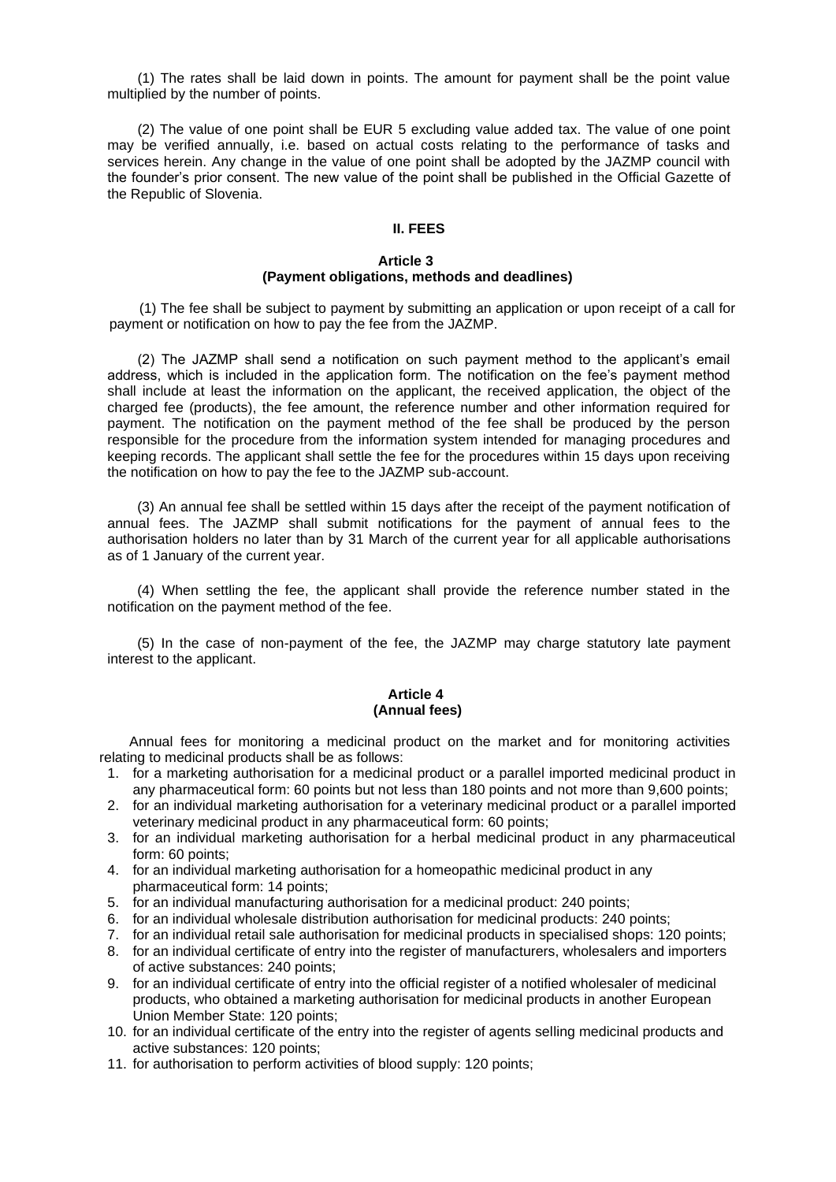(1) The rates shall be laid down in points. The amount for payment shall be the point value multiplied by the number of points.

(2) The value of one point shall be EUR 5 excluding value added tax. The value of one point may be verified annually, i.e. based on actual costs relating to the performance of tasks and services herein. Any change in the value of one point shall be adopted by the JAZMP council with the founder's prior consent. The new value of the point shall be published in the Official Gazette of the Republic of Slovenia.

## II. FEES

### Article 3
### (Payment obligations, methods and deadlines)

(1) The fee shall be subject to payment by submitting an application or upon receipt of a call for payment or notification on how to pay the fee from the JAZMP.

(2) The JAZMP shall send a notification on such payment method to the applicant's email address, which is included in the application form. The notification on the fee's payment method shall include at least the information on the applicant, the received application, the object of the charged fee (products), the fee amount, the reference number and other information required for payment. The notification on the payment method of the fee shall be produced by the person responsible for the procedure from the information system intended for managing procedures and keeping records. The applicant shall settle the fee for the procedures within 15 days upon receiving the notification on how to pay the fee to the JAZMP sub-account.

(3) An annual fee shall be settled within 15 days after the receipt of the payment notification of annual fees. The JAZMP shall submit notifications for the payment of annual fees to the authorisation holders no later than by 31 March of the current year for all applicable authorisations as of 1 January of the current year.

(4) When settling the fee, the applicant shall provide the reference number stated in the notification on the payment method of the fee.

(5) In the case of non-payment of the fee, the JAZMP may charge statutory late payment interest to the applicant.

### Article 4
### (Annual fees)

Annual fees for monitoring a medicinal product on the market and for monitoring activities relating to medicinal products shall be as follows:

1. for a marketing authorisation for a medicinal product or a parallel imported medicinal product in any pharmaceutical form: 60 points but not less than 180 points and not more than 9,600 points;
2. for an individual marketing authorisation for a veterinary medicinal product or a parallel imported veterinary medicinal product in any pharmaceutical form: 60 points;
3. for an individual marketing authorisation for a herbal medicinal product in any pharmaceutical form: 60 points;
4. for an individual marketing authorisation for a homeopathic medicinal product in any pharmaceutical form: 14 points;
5. for an individual manufacturing authorisation for a medicinal product: 240 points;
6. for an individual wholesale distribution authorisation for medicinal products: 240 points;
7. for an individual retail sale authorisation for medicinal products in specialised shops: 120 points;
8. for an individual certificate of entry into the register of manufacturers, wholesalers and importers of active substances: 240 points;
9. for an individual certificate of entry into the official register of a notified wholesaler of medicinal products, who obtained a marketing authorisation for medicinal products in another European Union Member State: 120 points;
10. for an individual certificate of the entry into the register of agents selling medicinal products and active substances: 120 points;
11. for authorisation to perform activities of blood supply: 120 points;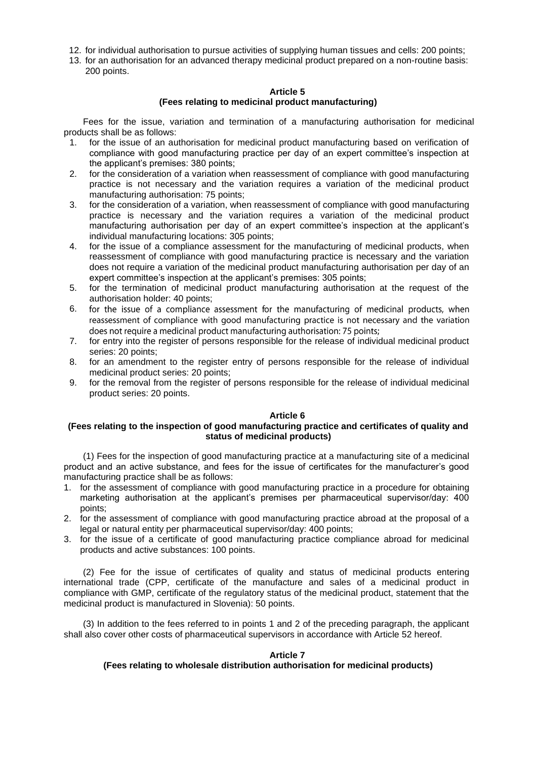12. for individual authorisation to pursue activities of supplying human tissues and cells: 200 points;
13. for an authorisation for an advanced therapy medicinal product prepared on a non-routine basis: 200 points.

**Article 5**
**(Fees relating to medicinal product manufacturing)**

Fees for the issue, variation and termination of a manufacturing authorisation for medicinal products shall be as follows:

1. for the issue of an authorisation for medicinal product manufacturing based on verification of compliance with good manufacturing practice per day of an expert committee's inspection at the applicant's premises: 380 points;
2. for the consideration of a variation when reassessment of compliance with good manufacturing practice is not necessary and the variation requires a variation of the medicinal product manufacturing authorisation: 75 points;
3. for the consideration of a variation, when reassessment of compliance with good manufacturing practice is necessary and the variation requires a variation of the medicinal product manufacturing authorisation per day of an expert committee's inspection at the applicant's individual manufacturing locations: 305 points;
4. for the issue of a compliance assessment for the manufacturing of medicinal products, when reassessment of compliance with good manufacturing practice is necessary and the variation does not require a variation of the medicinal product manufacturing authorisation per day of an expert committee's inspection at the applicant's premises: 305 points;
5. for the termination of medicinal product manufacturing authorisation at the request of the authorisation holder: 40 points;
6. for the issue of a compliance assessment for the manufacturing of medicinal products, when reassessment of compliance with good manufacturing practice is not necessary and the variation does not require a medicinal product manufacturing authorisation: 75 points;
7. for entry into the register of persons responsible for the release of individual medicinal product series: 20 points;
8. for an amendment to the register entry of persons responsible for the release of individual medicinal product series: 20 points;
9. for the removal from the register of persons responsible for the release of individual medicinal product series: 20 points.

**Article 6**
**(Fees relating to the inspection of good manufacturing practice and certificates of quality and status of medicinal products)**

(1) Fees for the inspection of good manufacturing practice at a manufacturing site of a medicinal product and an active substance, and fees for the issue of certificates for the manufacturer's good manufacturing practice shall be as follows:

1. for the assessment of compliance with good manufacturing practice in a procedure for obtaining marketing authorisation at the applicant's premises per pharmaceutical supervisor/day: 400 points;
2. for the assessment of compliance with good manufacturing practice abroad at the proposal of a legal or natural entity per pharmaceutical supervisor/day: 400 points;
3. for the issue of a certificate of good manufacturing practice compliance abroad for medicinal products and active substances: 100 points.

(2) Fee for the issue of certificates of quality and status of medicinal products entering international trade (CPP, certificate of the manufacture and sales of a medicinal product in compliance with GMP, certificate of the regulatory status of the medicinal product, statement that the medicinal product is manufactured in Slovenia): 50 points.

(3) In addition to the fees referred to in points 1 and 2 of the preceding paragraph, the applicant shall also cover other costs of pharmaceutical supervisors in accordance with Article 52 hereof.

**Article 7**
**(Fees relating to wholesale distribution authorisation for medicinal products)**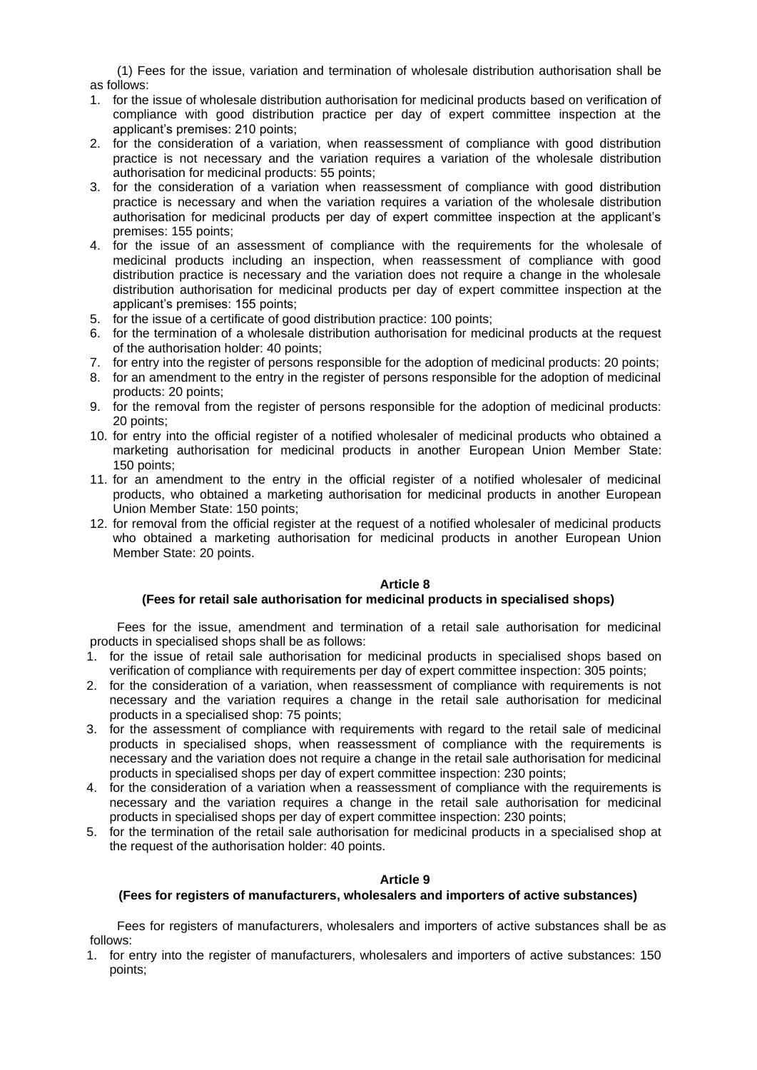(1) Fees for the issue, variation and termination of wholesale distribution authorisation shall be as follows:

1. for the issue of wholesale distribution authorisation for medicinal products based on verification of compliance with good distribution practice per day of expert committee inspection at the applicant's premises: 210 points;
2. for the consideration of a variation, when reassessment of compliance with good distribution practice is not necessary and the variation requires a variation of the wholesale distribution authorisation for medicinal products: 55 points;
3. for the consideration of a variation when reassessment of compliance with good distribution practice is necessary and when the variation requires a variation of the wholesale distribution authorisation for medicinal products per day of expert committee inspection at the applicant's premises: 155 points;
4. for the issue of an assessment of compliance with the requirements for the wholesale of medicinal products including an inspection, when reassessment of compliance with good distribution practice is necessary and the variation does not require a change in the wholesale distribution authorisation for medicinal products per day of expert committee inspection at the applicant's premises: 155 points;
5. for the issue of a certificate of good distribution practice: 100 points;
6. for the termination of a wholesale distribution authorisation for medicinal products at the request of the authorisation holder: 40 points;
7. for entry into the register of persons responsible for the adoption of medicinal products: 20 points;
8. for an amendment to the entry in the register of persons responsible for the adoption of medicinal products: 20 points;
9. for the removal from the register of persons responsible for the adoption of medicinal products: 20 points;
10. for entry into the official register of a notified wholesaler of medicinal products who obtained a marketing authorisation for medicinal products in another European Union Member State: 150 points;
11. for an amendment to the entry in the official register of a notified wholesaler of medicinal products, who obtained a marketing authorisation for medicinal products in another European Union Member State: 150 points;
12. for removal from the official register at the request of a notified wholesaler of medicinal products who obtained a marketing authorisation for medicinal products in another European Union Member State: 20 points.

**Article 8**

**(Fees for retail sale authorisation for medicinal products in specialised shops)**

Fees for the issue, amendment and termination of a retail sale authorisation for medicinal products in specialised shops shall be as follows:

1. for the issue of retail sale authorisation for medicinal products in specialised shops based on verification of compliance with requirements per day of expert committee inspection: 305 points;
2. for the consideration of a variation, when reassessment of compliance with requirements is not necessary and the variation requires a change in the retail sale authorisation for medicinal products in a specialised shop: 75 points;
3. for the assessment of compliance with requirements with regard to the retail sale of medicinal products in specialised shops, when reassessment of compliance with the requirements is necessary and the variation does not require a change in the retail sale authorisation for medicinal products in specialised shops per day of expert committee inspection: 230 points;
4. for the consideration of a variation when a reassessment of compliance with the requirements is necessary and the variation requires a change in the retail sale authorisation for medicinal products in specialised shops per day of expert committee inspection: 230 points;
5. for the termination of the retail sale authorisation for medicinal products in a specialised shop at the request of the authorisation holder: 40 points.

**Article 9**

**(Fees for registers of manufacturers, wholesalers and importers of active substances)**

Fees for registers of manufacturers, wholesalers and importers of active substances shall be as follows:

1. for entry into the register of manufacturers, wholesalers and importers of active substances: 150 points;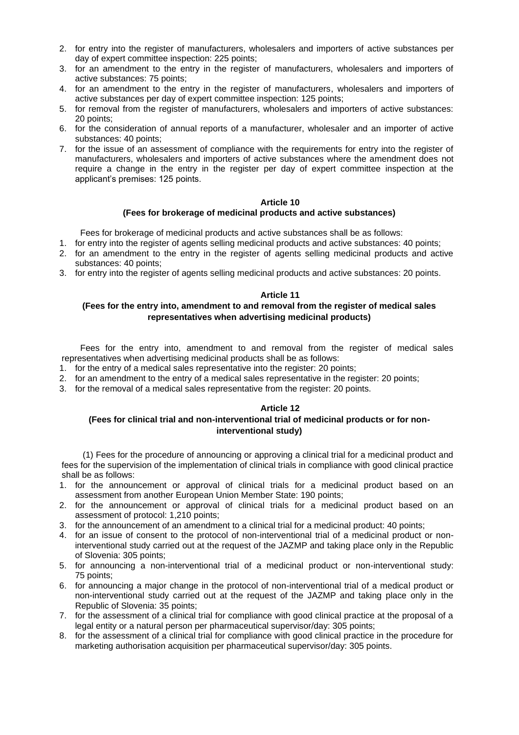2. for entry into the register of manufacturers, wholesalers and importers of active substances per day of expert committee inspection: 225 points;
3. for an amendment to the entry in the register of manufacturers, wholesalers and importers of active substances: 75 points;
4. for an amendment to the entry in the register of manufacturers, wholesalers and importers of active substances per day of expert committee inspection: 125 points;
5. for removal from the register of manufacturers, wholesalers and importers of active substances: 20 points;
6. for the consideration of annual reports of a manufacturer, wholesaler and an importer of active substances: 40 points;
7. for the issue of an assessment of compliance with the requirements for entry into the register of manufacturers, wholesalers and importers of active substances where the amendment does not require a change in the entry in the register per day of expert committee inspection at the applicant's premises: 125 points.

**Article 10**

**(Fees for brokerage of medicinal products and active substances)**

Fees for brokerage of medicinal products and active substances shall be as follows:

1. for entry into the register of agents selling medicinal products and active substances: 40 points;
2. for an amendment to the entry in the register of agents selling medicinal products and active substances: 40 points;
3. for entry into the register of agents selling medicinal products and active substances: 20 points.

**Article 11**

**(Fees for the entry into, amendment to and removal from the register of medical sales representatives when advertising medicinal products)**

Fees for the entry into, amendment to and removal from the register of medical sales representatives when advertising medicinal products shall be as follows:

1. for the entry of a medical sales representative into the register: 20 points;
2. for an amendment to the entry of a medical sales representative in the register: 20 points;
3. for the removal of a medical sales representative from the register: 20 points.

**Article 12**

**(Fees for clinical trial and non-interventional trial of medicinal products or for non-interventional study)**

(1) Fees for the procedure of announcing or approving a clinical trial for a medicinal product and fees for the supervision of the implementation of clinical trials in compliance with good clinical practice shall be as follows:

1. for the announcement or approval of clinical trials for a medicinal product based on an assessment from another European Union Member State: 190 points;
2. for the announcement or approval of clinical trials for a medicinal product based on an assessment of protocol: 1,210 points;
3. for the announcement of an amendment to a clinical trial for a medicinal product: 40 points;
4. for an issue of consent to the protocol of non-interventional trial of a medicinal product or non-interventional study carried out at the request of the JAZMP and taking place only in the Republic of Slovenia: 305 points;
5. for announcing a non-interventional trial of a medicinal product or non-interventional study: 75 points;
6. for announcing a major change in the protocol of non-interventional trial of a medical product or non-interventional study carried out at the request of the JAZMP and taking place only in the Republic of Slovenia: 35 points;
7. for the assessment of a clinical trial for compliance with good clinical practice at the proposal of a legal entity or a natural person per pharmaceutical supervisor/day: 305 points;
8. for the assessment of a clinical trial for compliance with good clinical practice in the procedure for marketing authorisation acquisition per pharmaceutical supervisor/day: 305 points.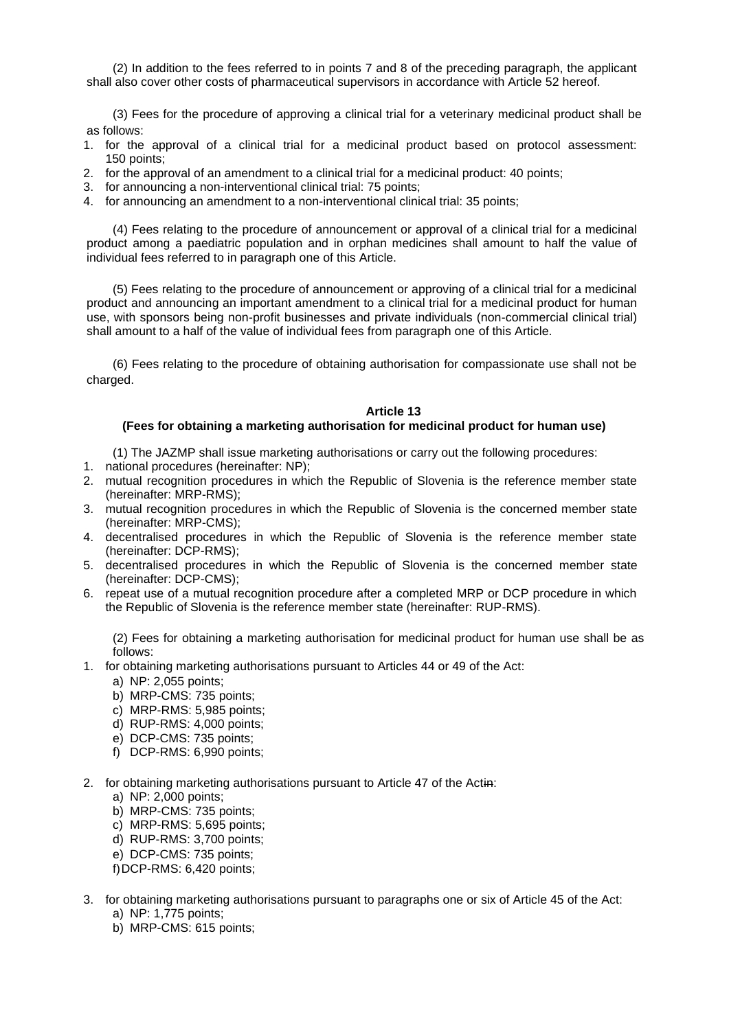(2) In addition to the fees referred to in points 7 and 8 of the preceding paragraph, the applicant shall also cover other costs of pharmaceutical supervisors in accordance with Article 52 hereof.

(3) Fees for the procedure of approving a clinical trial for a veterinary medicinal product shall be as follows:

1. for the approval of a clinical trial for a medicinal product based on protocol assessment: 150 points;
2. for the approval of an amendment to a clinical trial for a medicinal product: 40 points;
3. for announcing a non-interventional clinical trial: 75 points;
4. for announcing an amendment to a non-interventional clinical trial: 35 points;

(4) Fees relating to the procedure of announcement or approval of a clinical trial for a medicinal product among a paediatric population and in orphan medicines shall amount to half the value of individual fees referred to in paragraph one of this Article.

(5) Fees relating to the procedure of announcement or approving of a clinical trial for a medicinal product and announcing an important amendment to a clinical trial for a medicinal product for human use, with sponsors being non-profit businesses and private individuals (non-commercial clinical trial) shall amount to a half of the value of individual fees from paragraph one of this Article.

(6) Fees relating to the procedure of obtaining authorisation for compassionate use shall not be charged.

**Article 13**
**(Fees for obtaining a marketing authorisation for medicinal product for human use)**

(1) The JAZMP shall issue marketing authorisations or carry out the following procedures:

1. national procedures (hereinafter: NP);
2. mutual recognition procedures in which the Republic of Slovenia is the reference member state (hereinafter: MRP-RMS);
3. mutual recognition procedures in which the Republic of Slovenia is the concerned member state (hereinafter: MRP-CMS);
4. decentralised procedures in which the Republic of Slovenia is the reference member state (hereinafter: DCP-RMS);
5. decentralised procedures in which the Republic of Slovenia is the concerned member state (hereinafter: DCP-CMS);
6. repeat use of a mutual recognition procedure after a completed MRP or DCP procedure in which the Republic of Slovenia is the reference member state (hereinafter: RUP-RMS).

(2) Fees for obtaining a marketing authorisation for medicinal product for human use shall be as follows:

1. for obtaining marketing authorisations pursuant to Articles 44 or 49 of the Act:
   a) NP: 2,055 points;
   b) MRP-CMS: 735 points;
   c) MRP-RMS: 5,985 points;
   d) RUP-RMS: 4,000 points;
   e) DCP-CMS: 735 points;
   f) DCP-RMS: 6,990 points;

2. for obtaining marketing authorisations pursuant to Article 47 of the Act~~in~~:
   a) NP: 2,000 points;
   b) MRP-CMS: 735 points;
   c) MRP-RMS: 5,695 points;
   d) RUP-RMS: 3,700 points;
   e) DCP-CMS: 735 points;
   f) DCP-RMS: 6,420 points;

3. for obtaining marketing authorisations pursuant to paragraphs one or six of Article 45 of the Act:
   a) NP: 1,775 points;
   b) MRP-CMS: 615 points;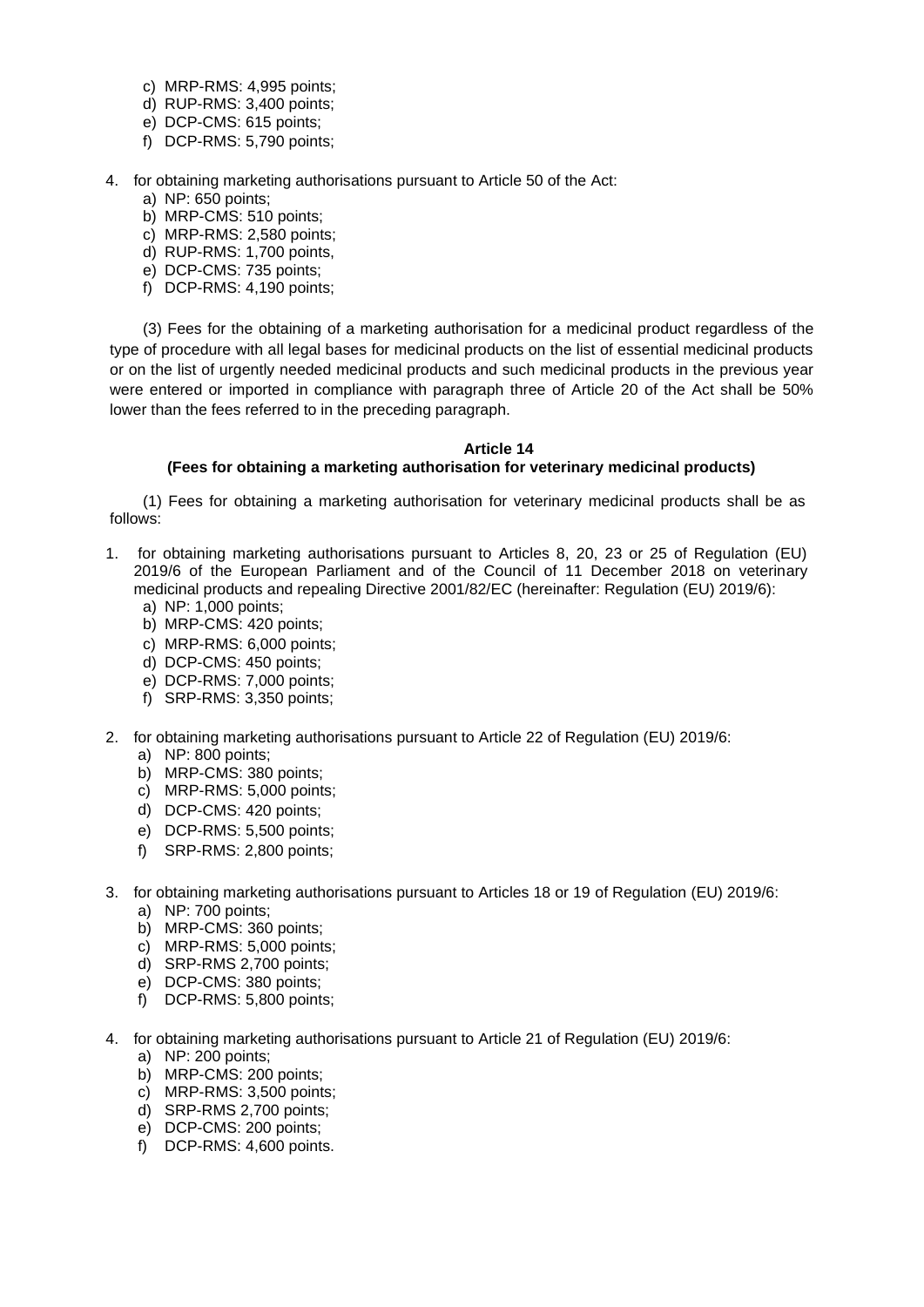c) MRP-RMS: 4,995 points;
   d) RUP-RMS: 3,400 points;
   e) DCP-CMS: 615 points;
   f) DCP-RMS: 5,790 points;

4. for obtaining marketing authorisations pursuant to Article 50 of the Act:
   a) NP: 650 points;
   b) MRP-CMS: 510 points;
   c) MRP-RMS: 2,580 points;
   d) RUP-RMS: 1,700 points,
   e) DCP-CMS: 735 points;
   f) DCP-RMS: 4,190 points;

(3) Fees for the obtaining of a marketing authorisation for a medicinal product regardless of the type of procedure with all legal bases for medicinal products on the list of essential medicinal products or on the list of urgently needed medicinal products and such medicinal products in the previous year were entered or imported in compliance with paragraph three of Article 20 of the Act shall be 50% lower than the fees referred to in the preceding paragraph.

**Article 14**
**(Fees for obtaining a marketing authorisation for veterinary medicinal products)**

(1) Fees for obtaining a marketing authorisation for veterinary medicinal products shall be as follows:

1. for obtaining marketing authorisations pursuant to Articles 8, 20, 23 or 25 of Regulation (EU) 2019/6 of the European Parliament and of the Council of 11 December 2018 on veterinary medicinal products and repealing Directive 2001/82/EC (hereinafter: Regulation (EU) 2019/6):
   a) NP: 1,000 points;
   b) MRP-CMS: 420 points;
   c) MRP-RMS: 6,000 points;
   d) DCP-CMS: 450 points;
   e) DCP-RMS: 7,000 points;
   f) SRP-RMS: 3,350 points;

2. for obtaining marketing authorisations pursuant to Article 22 of Regulation (EU) 2019/6:
   a) NP: 800 points;
   b) MRP-CMS: 380 points;
   c) MRP-RMS: 5,000 points;
   d) DCP-CMS: 420 points;
   e) DCP-RMS: 5,500 points;
   f) SRP-RMS: 2,800 points;

3. for obtaining marketing authorisations pursuant to Articles 18 or 19 of Regulation (EU) 2019/6:
   a) NP: 700 points;
   b) MRP-CMS: 360 points;
   c) MRP-RMS: 5,000 points;
   d) SRP-RMS 2,700 points;
   e) DCP-CMS: 380 points;
   f) DCP-RMS: 5,800 points;

4. for obtaining marketing authorisations pursuant to Article 21 of Regulation (EU) 2019/6:
   a) NP: 200 points;
   b) MRP-CMS: 200 points;
   c) MRP-RMS: 3,500 points;
   d) SRP-RMS 2,700 points;
   e) DCP-CMS: 200 points;
   f) DCP-RMS: 4,600 points.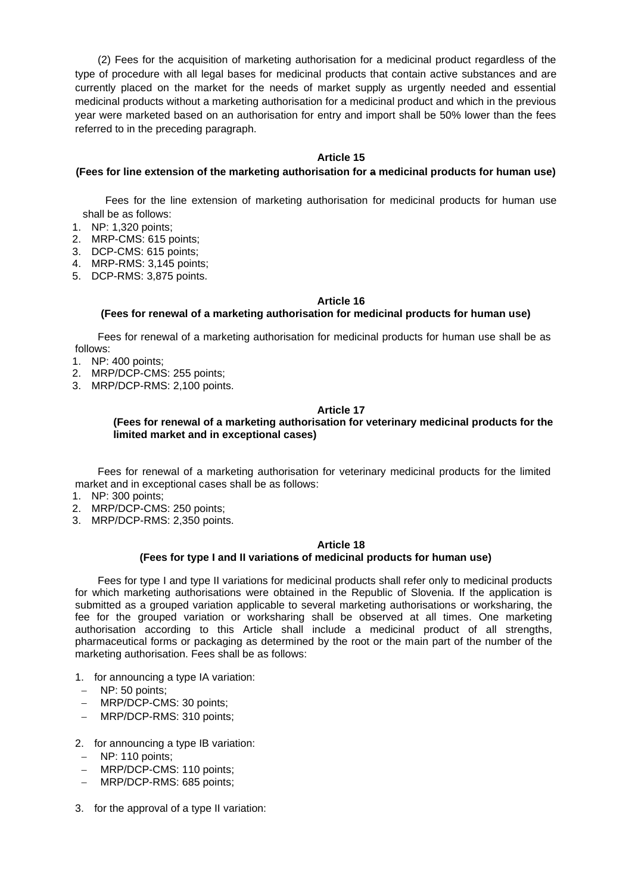(2) Fees for the acquisition of marketing authorisation for a medicinal product regardless of the type of procedure with all legal bases for medicinal products that contain active substances and are currently placed on the market for the needs of market supply as urgently needed and essential medicinal products without a marketing authorisation for a medicinal product and which in the previous year were marketed based on an authorisation for entry and import shall be 50% lower than the fees referred to in the preceding paragraph.

**Article 15**

**(Fees for line extension of the marketing authorisation for a medicinal products for human use)**

Fees for the line extension of marketing authorisation for medicinal products for human use shall be as follows:

1. NP: 1,320 points;
2. MRP-CMS: 615 points;
3. DCP-CMS: 615 points;
4. MRP-RMS: 3,145 points;
5. DCP-RMS: 3,875 points.

**Article 16**

**(Fees for renewal of a marketing authorisation for medicinal products for human use)**

Fees for renewal of a marketing authorisation for medicinal products for human use shall be as follows:

1. NP: 400 points;
2. MRP/DCP-CMS: 255 points;
3. MRP/DCP-RMS: 2,100 points.

**Article 17**

**(Fees for renewal of a marketing authorisation for veterinary medicinal products for the limited market and in exceptional cases)**

Fees for renewal of a marketing authorisation for veterinary medicinal products for the limited market and in exceptional cases shall be as follows:

1. NP: 300 points;
2. MRP/DCP-CMS: 250 points;
3. MRP/DCP-RMS: 2,350 points.

**Article 18**

**(Fees for type I and II variations of medicinal products for human use)**

Fees for type I and type II variations for medicinal products shall refer only to medicinal products for which marketing authorisations were obtained in the Republic of Slovenia. If the application is submitted as a grouped variation applicable to several marketing authorisations or worksharing, the fee for the grouped variation or worksharing shall be observed at all times. One marketing authorisation according to this Article shall include a medicinal product of all strengths, pharmaceutical forms or packaging as determined by the root or the main part of the number of the marketing authorisation. Fees shall be as follows:

1. for announcing a type IA variation:
   - NP: 50 points;
   - MRP/DCP-CMS: 30 points;
   - MRP/DCP-RMS: 310 points;

2. for announcing a type IB variation:
   - NP: 110 points;
   - MRP/DCP-CMS: 110 points;
   - MRP/DCP-RMS: 685 points;

3. for the approval of a type II variation: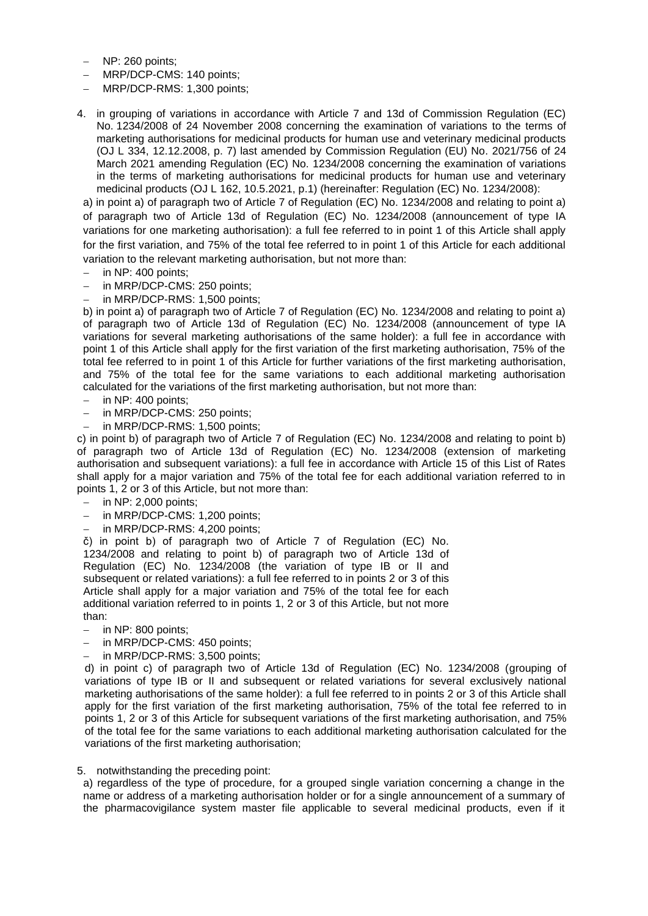- NP: 260 points;
- MRP/DCP-CMS: 140 points;
- MRP/DCP-RMS: 1,300 points;

4. in grouping of variations in accordance with Article 7 and 13d of Commission Regulation (EC) No. 1234/2008 of 24 November 2008 concerning the examination of variations to the terms of marketing authorisations for medicinal products for human use and veterinary medicinal products (OJ L 334, 12.12.2008, p. 7) last amended by Commission Regulation (EU) No. 2021/756 of 24 March 2021 amending Regulation (EC) No. 1234/2008 concerning the examination of variations in the terms of marketing authorisations for medicinal products for human use and veterinary medicinal products (OJ L 162, 10.5.2021, p.1) (hereinafter: Regulation (EC) No. 1234/2008):

a) in point a) of paragraph two of Article 7 of Regulation (EC) No. 1234/2008 and relating to point a) of paragraph two of Article 13d of Regulation (EC) No. 1234/2008 (announcement of type IA variations for one marketing authorisation): a full fee referred to in point 1 of this Article shall apply for the first variation, and 75% of the total fee referred to in point 1 of this Article for each additional variation to the relevant marketing authorisation, but not more than:

- in NP: 400 points;
- in MRP/DCP-CMS: 250 points;
- in MRP/DCP-RMS: 1,500 points;

b) in point a) of paragraph two of Article 7 of Regulation (EC) No. 1234/2008 and relating to point a) of paragraph two of Article 13d of Regulation (EC) No. 1234/2008 (announcement of type IA variations for several marketing authorisations of the same holder): a full fee in accordance with point 1 of this Article shall apply for the first variation of the first marketing authorisation, 75% of the total fee referred to in point 1 of this Article for further variations of the first marketing authorisation, and 75% of the total fee for the same variations to each additional marketing authorisation calculated for the variations of the first marketing authorisation, but not more than:

- in NP: 400 points;
- in MRP/DCP-CMS: 250 points;
- in MRP/DCP-RMS: 1,500 points;

c) in point b) of paragraph two of Article 7 of Regulation (EC) No. 1234/2008 and relating to point b) of paragraph two of Article 13d of Regulation (EC) No. 1234/2008 (extension of marketing authorisation and subsequent variations): a full fee in accordance with Article 15 of this List of Rates shall apply for a major variation and 75% of the total fee for each additional variation referred to in points 1, 2 or 3 of this Article, but not more than:

- in NP: 2,000 points;
- in MRP/DCP-CMS: 1,200 points;
- in MRP/DCP-RMS: 4,200 points;

č) in point b) of paragraph two of Article 7 of Regulation (EC) No. 1234/2008 and relating to point b) of paragraph two of Article 13d of Regulation (EC) No. 1234/2008 (the variation of type IB or II and subsequent or related variations): a full fee referred to in points 2 or 3 of this Article shall apply for a major variation and 75% of the total fee for each additional variation referred to in points 1, 2 or 3 of this Article, but not more than:

- in NP: 800 points;
- in MRP/DCP-CMS: 450 points;
- in MRP/DCP-RMS: 3,500 points;

d) in point c) of paragraph two of Article 13d of Regulation (EC) No. 1234/2008 (grouping of variations of type IB or II and subsequent or related variations for several exclusively national marketing authorisations of the same holder): a full fee referred to in points 2 or 3 of this Article shall apply for the first variation of the first marketing authorisation, 75% of the total fee referred to in points 1, 2 or 3 of this Article for subsequent variations of the first marketing authorisation, and 75% of the total fee for the same variations to each additional marketing authorisation calculated for the variations of the first marketing authorisation;

5. notwithstanding the preceding point:

a) regardless of the type of procedure, for a grouped single variation concerning a change in the name or address of a marketing authorisation holder or for a single announcement of a summary of the pharmacovigilance system master file applicable to several medicinal products, even if it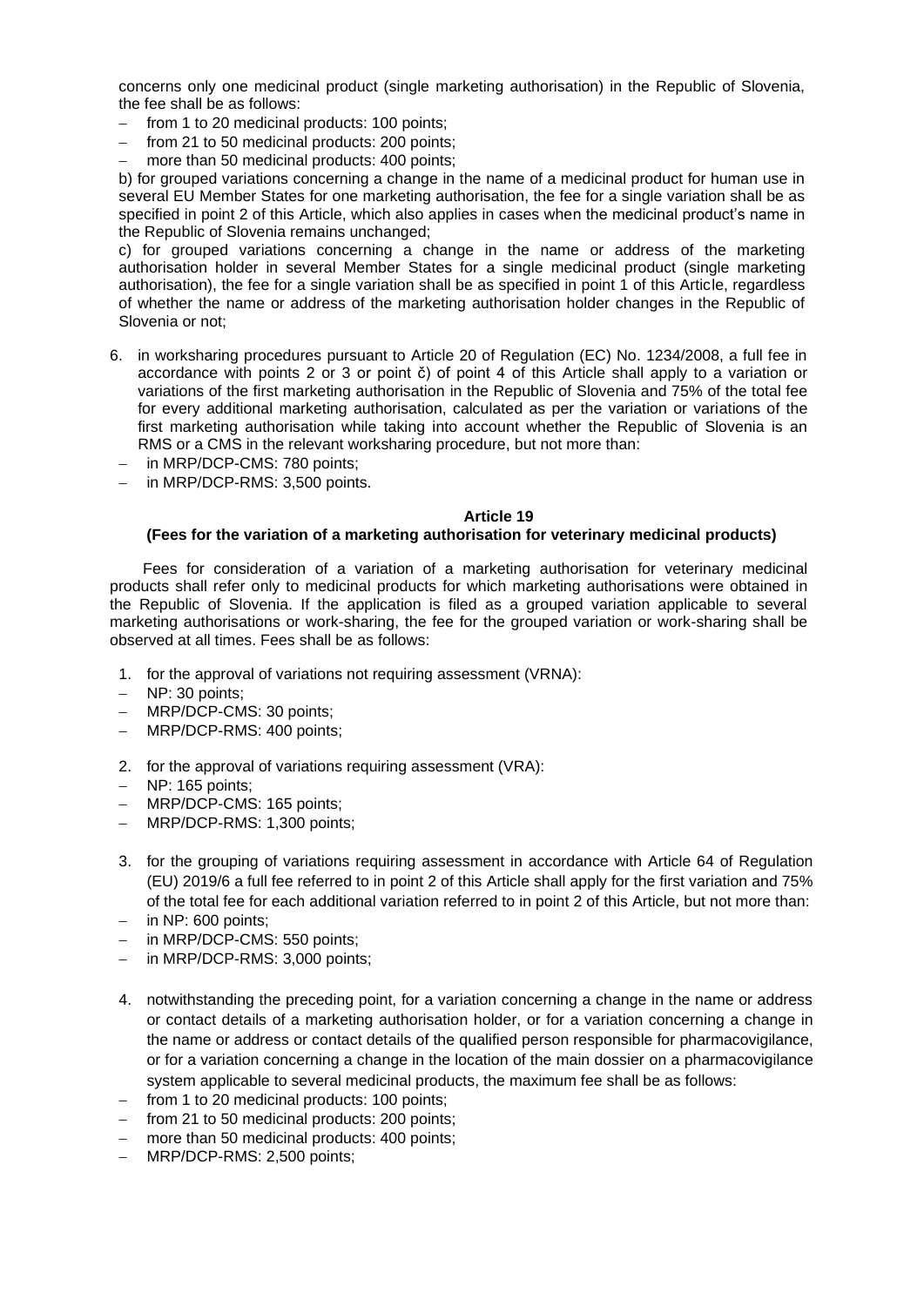concerns only one medicinal product (single marketing authorisation) in the Republic of Slovenia, the fee shall be as follows:

- from 1 to 20 medicinal products: 100 points;
- from 21 to 50 medicinal products: 200 points;
- more than 50 medicinal products: 400 points;

b) for grouped variations concerning a change in the name of a medicinal product for human use in several EU Member States for one marketing authorisation, the fee for a single variation shall be as specified in point 2 of this Article, which also applies in cases when the medicinal product's name in the Republic of Slovenia remains unchanged;

c) for grouped variations concerning a change in the name or address of the marketing authorisation holder in several Member States for a single medicinal product (single marketing authorisation), the fee for a single variation shall be as specified in point 1 of this Article, regardless of whether the name or address of the marketing authorisation holder changes in the Republic of Slovenia or not;

6. in worksharing procedures pursuant to Article 20 of Regulation (EC) No. 1234/2008, a full fee in accordance with points 2 or 3 or point č) of point 4 of this Article shall apply to a variation or variations of the first marketing authorisation in the Republic of Slovenia and 75% of the total fee for every additional marketing authorisation, calculated as per the variation or variations of the first marketing authorisation while taking into account whether the Republic of Slovenia is an RMS or a CMS in the relevant worksharing procedure, but not more than:

- in MRP/DCP-CMS: 780 points;
- in MRP/DCP-RMS: 3,500 points.

**Article 19**

**(Fees for the variation of a marketing authorisation for veterinary medicinal products)**

Fees for consideration of a variation of a marketing authorisation for veterinary medicinal products shall refer only to medicinal products for which marketing authorisations were obtained in the Republic of Slovenia. If the application is filed as a grouped variation applicable to several marketing authorisations or work-sharing, the fee for the grouped variation or work-sharing shall be observed at all times. Fees shall be as follows:

1. for the approval of variations not requiring assessment (VRNA):
   - NP: 30 points;
   - MRP/DCP-CMS: 30 points;
   - MRP/DCP-RMS: 400 points;

2. for the approval of variations requiring assessment (VRA):
   - NP: 165 points;
   - MRP/DCP-CMS: 165 points;
   - MRP/DCP-RMS: 1,300 points;

3. for the grouping of variations requiring assessment in accordance with Article 64 of Regulation (EU) 2019/6 a full fee referred to in point 2 of this Article shall apply for the first variation and 75% of the total fee for each additional variation referred to in point 2 of this Article, but not more than:
   - in NP: 600 points;
   - in MRP/DCP-CMS: 550 points;
   - in MRP/DCP-RMS: 3,000 points;

4. notwithstanding the preceding point, for a variation concerning a change in the name or address or contact details of a marketing authorisation holder, or for a variation concerning a change in the name or address or contact details of the qualified person responsible for pharmacovigilance, or for a variation concerning a change in the location of the main dossier on a pharmacovigilance system applicable to several medicinal products, the maximum fee shall be as follows:
   - from 1 to 20 medicinal products: 100 points;
   - from 21 to 50 medicinal products: 200 points;
   - more than 50 medicinal products: 400 points;
   - MRP/DCP-RMS: 2,500 points;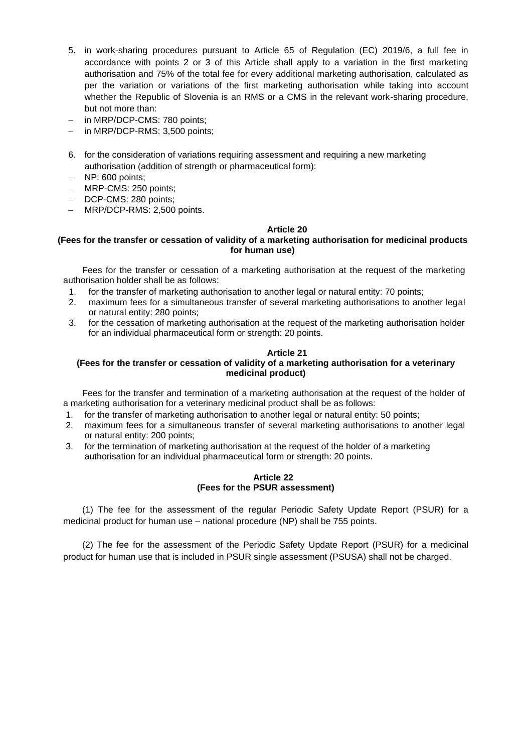5. in work-sharing procedures pursuant to Article 65 of Regulation (EC) 2019/6, a full fee in accordance with points 2 or 3 of this Article shall apply to a variation in the first marketing authorisation and 75% of the total fee for every additional marketing authorisation, calculated as per the variation or variations of the first marketing authorisation while taking into account whether the Republic of Slovenia is an RMS or a CMS in the relevant work-sharing procedure, but not more than:

- in MRP/DCP-CMS: 780 points;
- in MRP/DCP-RMS: 3,500 points;

6. for the consideration of variations requiring assessment and requiring a new marketing authorisation (addition of strength or pharmaceutical form):

- NP: 600 points;
- MRP-CMS: 250 points;
- DCP-CMS: 280 points;
- MRP/DCP-RMS: 2,500 points.

**Article 20**
**(Fees for the transfer or cessation of validity of a marketing authorisation for medicinal products for human use)**

Fees for the transfer or cessation of a marketing authorisation at the request of the marketing authorisation holder shall be as follows:

1. for the transfer of marketing authorisation to another legal or natural entity: 70 points;
2. maximum fees for a simultaneous transfer of several marketing authorisations to another legal or natural entity: 280 points;
3. for the cessation of marketing authorisation at the request of the marketing authorisation holder for an individual pharmaceutical form or strength: 20 points.

**Article 21**
**(Fees for the transfer or cessation of validity of a marketing authorisation for a veterinary medicinal product)**

Fees for the transfer and termination of a marketing authorisation at the request of the holder of a marketing authorisation for a veterinary medicinal product shall be as follows:

1. for the transfer of marketing authorisation to another legal or natural entity: 50 points;
2. maximum fees for a simultaneous transfer of several marketing authorisations to another legal or natural entity: 200 points;
3. for the termination of marketing authorisation at the request of the holder of a marketing authorisation for an individual pharmaceutical form or strength: 20 points.

**Article 22**
**(Fees for the PSUR assessment)**

(1) The fee for the assessment of the regular Periodic Safety Update Report (PSUR) for a medicinal product for human use – national procedure (NP) shall be 755 points.

(2) The fee for the assessment of the Periodic Safety Update Report (PSUR) for a medicinal product for human use that is included in PSUR single assessment (PSUSA) shall not be charged.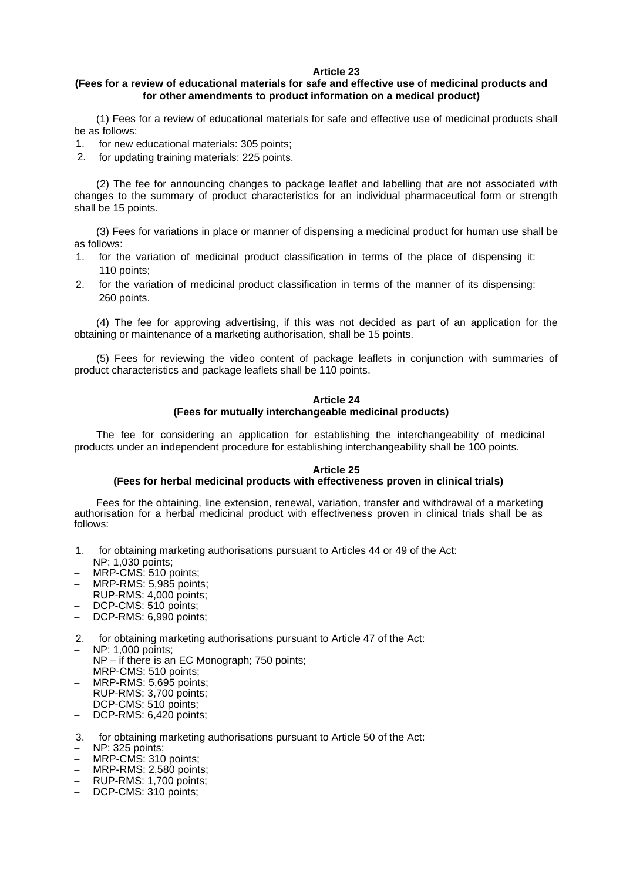**Article 23**
**(Fees for a review of educational materials for safe and effective use of medicinal products and for other amendments to product information on a medical product)**

(1) Fees for a review of educational materials for safe and effective use of medicinal products shall be as follows:

1. for new educational materials: 305 points;
2. for updating training materials: 225 points.

(2) The fee for announcing changes to package leaflet and labelling that are not associated with changes to the summary of product characteristics for an individual pharmaceutical form or strength shall be 15 points.

(3) Fees for variations in place or manner of dispensing a medicinal product for human use shall be as follows:

1. for the variation of medicinal product classification in terms of the place of dispensing it: 110 points;
2. for the variation of medicinal product classification in terms of the manner of its dispensing: 260 points.

(4) The fee for approving advertising, if this was not decided as part of an application for the obtaining or maintenance of a marketing authorisation, shall be 15 points.

(5) Fees for reviewing the video content of package leaflets in conjunction with summaries of product characteristics and package leaflets shall be 110 points.

**Article 24**
**(Fees for mutually interchangeable medicinal products)**

The fee for considering an application for establishing the interchangeability of medicinal products under an independent procedure for establishing interchangeability shall be 100 points.

**Article 25**
**(Fees for herbal medicinal products with effectiveness proven in clinical trials)**

Fees for the obtaining, line extension, renewal, variation, transfer and withdrawal of a marketing authorisation for a herbal medicinal product with effectiveness proven in clinical trials shall be as follows:

1. for obtaining marketing authorisations pursuant to Articles 44 or 49 of the Act:
   - NP: 1,030 points;
   - MRP-CMS: 510 points;
   - MRP-RMS: 5,985 points;
   - RUP-RMS: 4,000 points;
   - DCP-CMS: 510 points;
   - DCP-RMS: 6,990 points;

2. for obtaining marketing authorisations pursuant to Article 47 of the Act:
   - NP: 1,000 points;
   - NP – if there is an EC Monograph; 750 points;
   - MRP-CMS: 510 points;
   - MRP-RMS: 5,695 points;
   - RUP-RMS: 3,700 points;
   - DCP-CMS: 510 points;
   - DCP-RMS: 6,420 points;

3. for obtaining marketing authorisations pursuant to Article 50 of the Act:
   - NP: 325 points;
   - MRP-CMS: 310 points;
   - MRP-RMS: 2,580 points;
   - RUP-RMS: 1,700 points;
   - DCP-CMS: 310 points;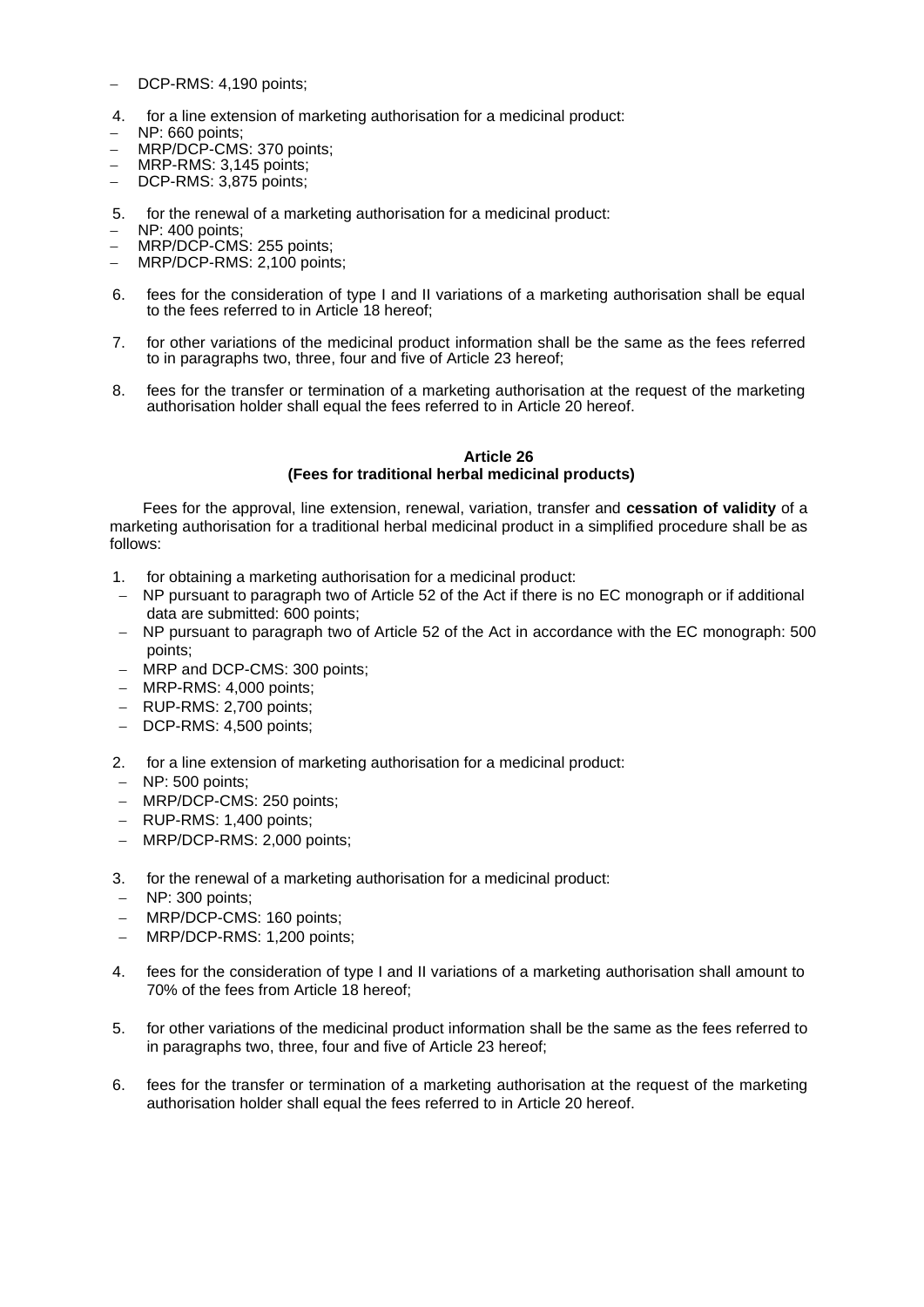- DCP-RMS: 4,190 points;

4. for a line extension of marketing authorisation for a medicinal product:
- NP: 660 points;
- MRP/DCP-CMS: 370 points;
- MRP-RMS: 3,145 points;
- DCP-RMS: 3,875 points;

5. for the renewal of a marketing authorisation for a medicinal product:
- NP: 400 points;
- MRP/DCP-CMS: 255 points;
- MRP/DCP-RMS: 2,100 points;

6. fees for the consideration of type I and II variations of a marketing authorisation shall be equal to the fees referred to in Article 18 hereof;

7. for other variations of the medicinal product information shall be the same as the fees referred to in paragraphs two, three, four and five of Article 23 hereof;

8. fees for the transfer or termination of a marketing authorisation at the request of the marketing authorisation holder shall equal the fees referred to in Article 20 hereof.

### Article 26
### (Fees for traditional herbal medicinal products)

Fees for the approval, line extension, renewal, variation, transfer and **cessation of validity** of a marketing authorisation for a traditional herbal medicinal product in a simplified procedure shall be as follows:

1. for obtaining a marketing authorisation for a medicinal product:
   - NP pursuant to paragraph two of Article 52 of the Act if there is no EC monograph or if additional data are submitted: 600 points;
   - NP pursuant to paragraph two of Article 52 of the Act in accordance with the EC monograph: 500 points;
   - MRP and DCP-CMS: 300 points;
   - MRP-RMS: 4,000 points;
   - RUP-RMS: 2,700 points;
   - DCP-RMS: 4,500 points;

2. for a line extension of marketing authorisation for a medicinal product:
   - NP: 500 points;
   - MRP/DCP-CMS: 250 points;
   - RUP-RMS: 1,400 points;
   - MRP/DCP-RMS: 2,000 points;

3. for the renewal of a marketing authorisation for a medicinal product:
   - NP: 300 points;
   - MRP/DCP-CMS: 160 points;
   - MRP/DCP-RMS: 1,200 points;

4. fees for the consideration of type I and II variations of a marketing authorisation shall amount to 70% of the fees from Article 18 hereof;

5. for other variations of the medicinal product information shall be the same as the fees referred to in paragraphs two, three, four and five of Article 23 hereof;

6. fees for the transfer or termination of a marketing authorisation at the request of the marketing authorisation holder shall equal the fees referred to in Article 20 hereof.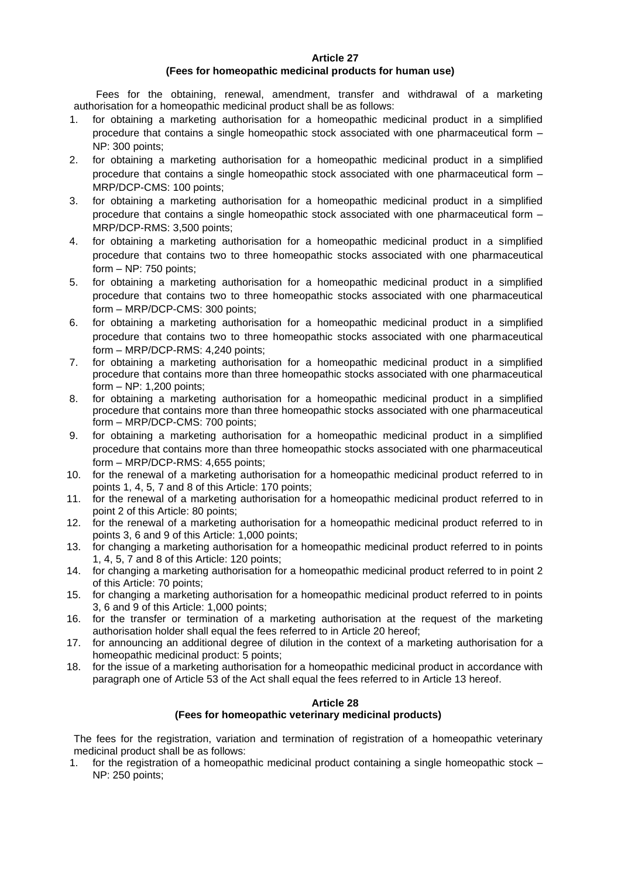**Article 27**
**(Fees for homeopathic medicinal products for human use)**

Fees for the obtaining, renewal, amendment, transfer and withdrawal of a marketing authorisation for a homeopathic medicinal product shall be as follows:

1. for obtaining a marketing authorisation for a homeopathic medicinal product in a simplified procedure that contains a single homeopathic stock associated with one pharmaceutical form – NP: 300 points;
2. for obtaining a marketing authorisation for a homeopathic medicinal product in a simplified procedure that contains a single homeopathic stock associated with one pharmaceutical form – MRP/DCP-CMS: 100 points;
3. for obtaining a marketing authorisation for a homeopathic medicinal product in a simplified procedure that contains a single homeopathic stock associated with one pharmaceutical form – MRP/DCP-RMS: 3,500 points;
4. for obtaining a marketing authorisation for a homeopathic medicinal product in a simplified procedure that contains two to three homeopathic stocks associated with one pharmaceutical form – NP: 750 points;
5. for obtaining a marketing authorisation for a homeopathic medicinal product in a simplified procedure that contains two to three homeopathic stocks associated with one pharmaceutical form – MRP/DCP-CMS: 300 points;
6. for obtaining a marketing authorisation for a homeopathic medicinal product in a simplified procedure that contains two to three homeopathic stocks associated with one pharmaceutical form – MRP/DCP-RMS: 4,240 points;
7. for obtaining a marketing authorisation for a homeopathic medicinal product in a simplified procedure that contains more than three homeopathic stocks associated with one pharmaceutical form – NP: 1,200 points;
8. for obtaining a marketing authorisation for a homeopathic medicinal product in a simplified procedure that contains more than three homeopathic stocks associated with one pharmaceutical form – MRP/DCP-CMS: 700 points;
9. for obtaining a marketing authorisation for a homeopathic medicinal product in a simplified procedure that contains more than three homeopathic stocks associated with one pharmaceutical form – MRP/DCP-RMS: 4,655 points;
10. for the renewal of a marketing authorisation for a homeopathic medicinal product referred to in points 1, 4, 5, 7 and 8 of this Article: 170 points;
11. for the renewal of a marketing authorisation for a homeopathic medicinal product referred to in point 2 of this Article: 80 points;
12. for the renewal of a marketing authorisation for a homeopathic medicinal product referred to in points 3, 6 and 9 of this Article: 1,000 points;
13. for changing a marketing authorisation for a homeopathic medicinal product referred to in points 1, 4, 5, 7 and 8 of this Article: 120 points;
14. for changing a marketing authorisation for a homeopathic medicinal product referred to in point 2 of this Article: 70 points;
15. for changing a marketing authorisation for a homeopathic medicinal product referred to in points 3, 6 and 9 of this Article: 1,000 points;
16. for the transfer or termination of a marketing authorisation at the request of the marketing authorisation holder shall equal the fees referred to in Article 20 hereof;
17. for announcing an additional degree of dilution in the context of a marketing authorisation for a homeopathic medicinal product: 5 points;
18. for the issue of a marketing authorisation for a homeopathic medicinal product in accordance with paragraph one of Article 53 of the Act shall equal the fees referred to in Article 13 hereof.

**Article 28**
**(Fees for homeopathic veterinary medicinal products)**

The fees for the registration, variation and termination of registration of a homeopathic veterinary medicinal product shall be as follows:

1. for the registration of a homeopathic medicinal product containing a single homeopathic stock – NP: 250 points;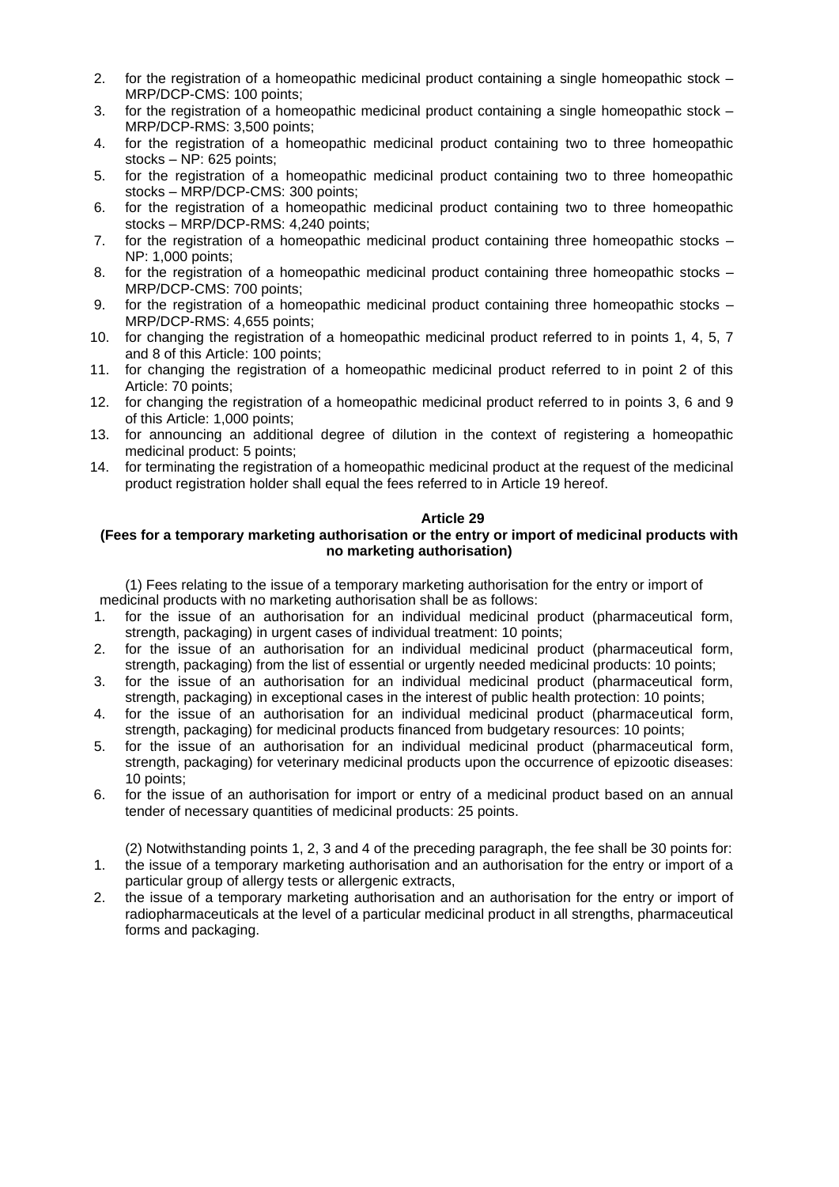2. for the registration of a homeopathic medicinal product containing a single homeopathic stock – MRP/DCP-CMS: 100 points;
3. for the registration of a homeopathic medicinal product containing a single homeopathic stock – MRP/DCP-RMS: 3,500 points;
4. for the registration of a homeopathic medicinal product containing two to three homeopathic stocks – NP: 625 points;
5. for the registration of a homeopathic medicinal product containing two to three homeopathic stocks – MRP/DCP-CMS: 300 points;
6. for the registration of a homeopathic medicinal product containing two to three homeopathic stocks – MRP/DCP-RMS: 4,240 points;
7. for the registration of a homeopathic medicinal product containing three homeopathic stocks – NP: 1,000 points;
8. for the registration of a homeopathic medicinal product containing three homeopathic stocks – MRP/DCP-CMS: 700 points;
9. for the registration of a homeopathic medicinal product containing three homeopathic stocks – MRP/DCP-RMS: 4,655 points;
10. for changing the registration of a homeopathic medicinal product referred to in points 1, 4, 5, 7 and 8 of this Article: 100 points;
11. for changing the registration of a homeopathic medicinal product referred to in point 2 of this Article: 70 points;
12. for changing the registration of a homeopathic medicinal product referred to in points 3, 6 and 9 of this Article: 1,000 points;
13. for announcing an additional degree of dilution in the context of registering a homeopathic medicinal product: 5 points;
14. for terminating the registration of a homeopathic medicinal product at the request of the medicinal product registration holder shall equal the fees referred to in Article 19 hereof.

**Article 29**
**(Fees for a temporary marketing authorisation or the entry or import of medicinal products with no marketing authorisation)**

(1) Fees relating to the issue of a temporary marketing authorisation for the entry or import of medicinal products with no marketing authorisation shall be as follows:

1. for the issue of an authorisation for an individual medicinal product (pharmaceutical form, strength, packaging) in urgent cases of individual treatment: 10 points;
2. for the issue of an authorisation for an individual medicinal product (pharmaceutical form, strength, packaging) from the list of essential or urgently needed medicinal products: 10 points;
3. for the issue of an authorisation for an individual medicinal product (pharmaceutical form, strength, packaging) in exceptional cases in the interest of public health protection: 10 points;
4. for the issue of an authorisation for an individual medicinal product (pharmaceutical form, strength, packaging) for medicinal products financed from budgetary resources: 10 points;
5. for the issue of an authorisation for an individual medicinal product (pharmaceutical form, strength, packaging) for veterinary medicinal products upon the occurrence of epizootic diseases: 10 points;
6. for the issue of an authorisation for import or entry of a medicinal product based on an annual tender of necessary quantities of medicinal products: 25 points.

(2) Notwithstanding points 1, 2, 3 and 4 of the preceding paragraph, the fee shall be 30 points for:

1. the issue of a temporary marketing authorisation and an authorisation for the entry or import of a particular group of allergy tests or allergenic extracts,
2. the issue of a temporary marketing authorisation and an authorisation for the entry or import of radiopharmaceuticals at the level of a particular medicinal product in all strengths, pharmaceutical forms and packaging.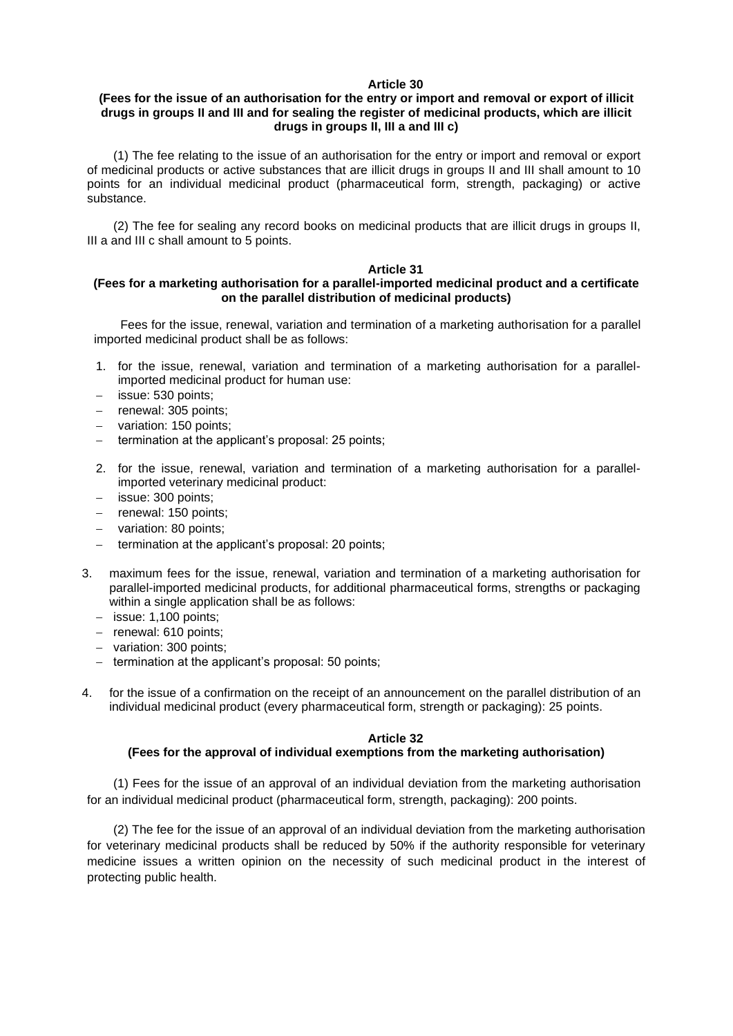### Article 30
### (Fees for the issue of an authorisation for the entry or import and removal or export of illicit drugs in groups II and III and for sealing the register of medicinal products, which are illicit drugs in groups II, III a and III c)

(1) The fee relating to the issue of an authorisation for the entry or import and removal or export of medicinal products or active substances that are illicit drugs in groups II and III shall amount to 10 points for an individual medicinal product (pharmaceutical form, strength, packaging) or active substance.

(2) The fee for sealing any record books on medicinal products that are illicit drugs in groups II, III a and III c shall amount to 5 points.

### Article 31
### (Fees for a marketing authorisation for a parallel-imported medicinal product and a certificate on the parallel distribution of medicinal products)

Fees for the issue, renewal, variation and termination of a marketing authorisation for a parallel imported medicinal product shall be as follows:

1. for the issue, renewal, variation and termination of a marketing authorisation for a parallel-imported medicinal product for human use:
   - issue: 530 points;
   - renewal: 305 points;
   - variation: 150 points;
   - termination at the applicant's proposal: 25 points;
2. for the issue, renewal, variation and termination of a marketing authorisation for a parallel-imported veterinary medicinal product:
   - issue: 300 points;
   - renewal: 150 points;
   - variation: 80 points;
   - termination at the applicant's proposal: 20 points;
3. maximum fees for the issue, renewal, variation and termination of a marketing authorisation for parallel-imported medicinal products, for additional pharmaceutical forms, strengths or packaging within a single application shall be as follows:
   - issue: 1,100 points;
   - renewal: 610 points;
   - variation: 300 points;
   - termination at the applicant's proposal: 50 points;
4. for the issue of a confirmation on the receipt of an announcement on the parallel distribution of an individual medicinal product (every pharmaceutical form, strength or packaging): 25 points.

### Article 32
### (Fees for the approval of individual exemptions from the marketing authorisation)

(1) Fees for the issue of an approval of an individual deviation from the marketing authorisation for an individual medicinal product (pharmaceutical form, strength, packaging): 200 points.

(2) The fee for the issue of an approval of an individual deviation from the marketing authorisation for veterinary medicinal products shall be reduced by 50% if the authority responsible for veterinary medicine issues a written opinion on the necessity of such medicinal product in the interest of protecting public health.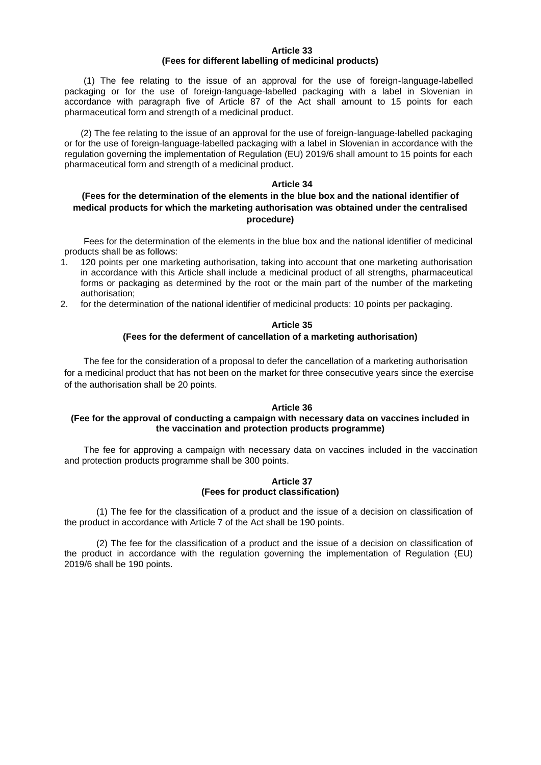**Article 33**
**(Fees for different labelling of medicinal products)**

(1) The fee relating to the issue of an approval for the use of foreign-language-labelled packaging or for the use of foreign-language-labelled packaging with a label in Slovenian in accordance with paragraph five of Article 87 of the Act shall amount to 15 points for each pharmaceutical form and strength of a medicinal product.

(2) The fee relating to the issue of an approval for the use of foreign-language-labelled packaging or for the use of foreign-language-labelled packaging with a label in Slovenian in accordance with the regulation governing the implementation of Regulation (EU) 2019/6 shall amount to 15 points for each pharmaceutical form and strength of a medicinal product.

**Article 34**
**(Fees for the determination of the elements in the blue box and the national identifier of medical products for which the marketing authorisation was obtained under the centralised procedure)**

Fees for the determination of the elements in the blue box and the national identifier of medicinal products shall be as follows:

1. 120 points per one marketing authorisation, taking into account that one marketing authorisation in accordance with this Article shall include a medicinal product of all strengths, pharmaceutical forms or packaging as determined by the root or the main part of the number of the marketing authorisation;
2. for the determination of the national identifier of medicinal products: 10 points per packaging.

**Article 35**
**(Fees for the deferment of cancellation of a marketing authorisation)**

The fee for the consideration of a proposal to defer the cancellation of a marketing authorisation for a medicinal product that has not been on the market for three consecutive years since the exercise of the authorisation shall be 20 points.

**Article 36**
**(Fee for the approval of conducting a campaign with necessary data on vaccines included in the vaccination and protection products programme)**

The fee for approving a campaign with necessary data on vaccines included in the vaccination and protection products programme shall be 300 points.

**Article 37**
**(Fees for product classification)**

(1) The fee for the classification of a product and the issue of a decision on classification of the product in accordance with Article 7 of the Act shall be 190 points.

(2) The fee for the classification of a product and the issue of a decision on classification of the product in accordance with the regulation governing the implementation of Regulation (EU) 2019/6 shall be 190 points.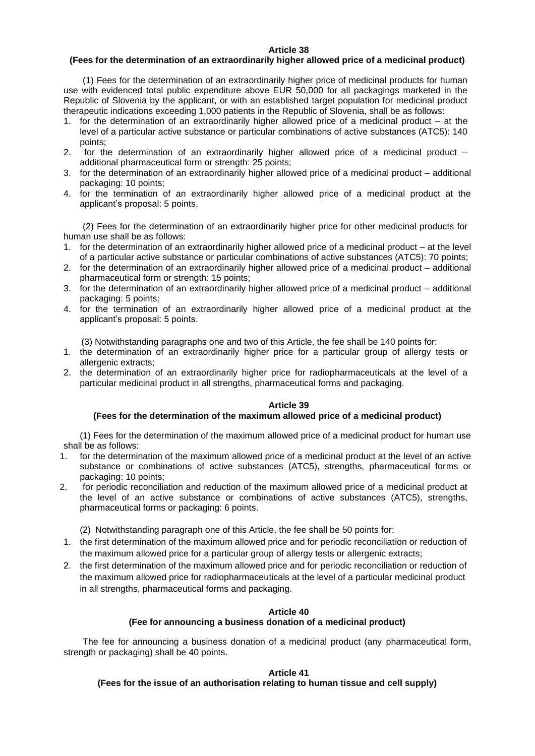**Article 38**

**(Fees for the determination of an extraordinarily higher allowed price of a medicinal product)**

(1) Fees for the determination of an extraordinarily higher price of medicinal products for human use with evidenced total public expenditure above EUR 50,000 for all packagings marketed in the Republic of Slovenia by the applicant, or with an established target population for medicinal product therapeutic indications exceeding 1,000 patients in the Republic of Slovenia, shall be as follows:

1. for the determination of an extraordinarily higher allowed price of a medicinal product – at the level of a particular active substance or particular combinations of active substances (ATC5): 140 points;
2. for the determination of an extraordinarily higher allowed price of a medicinal product – additional pharmaceutical form or strength: 25 points;
3. for the determination of an extraordinarily higher allowed price of a medicinal product – additional packaging: 10 points;
4. for the termination of an extraordinarily higher allowed price of a medicinal product at the applicant's proposal: 5 points.

(2) Fees for the determination of an extraordinarily higher price for other medicinal products for human use shall be as follows:

1. for the determination of an extraordinarily higher allowed price of a medicinal product – at the level of a particular active substance or particular combinations of active substances (ATC5): 70 points;
2. for the determination of an extraordinarily higher allowed price of a medicinal product – additional pharmaceutical form or strength: 15 points;
3. for the determination of an extraordinarily higher allowed price of a medicinal product – additional packaging: 5 points;
4. for the termination of an extraordinarily higher allowed price of a medicinal product at the applicant's proposal: 5 points.

(3) Notwithstanding paragraphs one and two of this Article, the fee shall be 140 points for:

1. the determination of an extraordinarily higher price for a particular group of allergy tests or allergenic extracts;
2. the determination of an extraordinarily higher price for radiopharmaceuticals at the level of a particular medicinal product in all strengths, pharmaceutical forms and packaging.

**Article 39**

**(Fees for the determination of the maximum allowed price of a medicinal product)**

(1) Fees for the determination of the maximum allowed price of a medicinal product for human use shall be as follows:

1. for the determination of the maximum allowed price of a medicinal product at the level of an active substance or combinations of active substances (ATC5), strengths, pharmaceutical forms or packaging: 10 points;
2. for periodic reconciliation and reduction of the maximum allowed price of a medicinal product at the level of an active substance or combinations of active substances (ATC5), strengths, pharmaceutical forms or packaging: 6 points.

(2) Notwithstanding paragraph one of this Article, the fee shall be 50 points for:

1. the first determination of the maximum allowed price and for periodic reconciliation or reduction of the maximum allowed price for a particular group of allergy tests or allergenic extracts;
2. the first determination of the maximum allowed price and for periodic reconciliation or reduction of the maximum allowed price for radiopharmaceuticals at the level of a particular medicinal product in all strengths, pharmaceutical forms and packaging.

**Article 40**

**(Fee for announcing a business donation of a medicinal product)**

The fee for announcing a business donation of a medicinal product (any pharmaceutical form, strength or packaging) shall be 40 points.

**Article 41**

**(Fees for the issue of an authorisation relating to human tissue and cell supply)**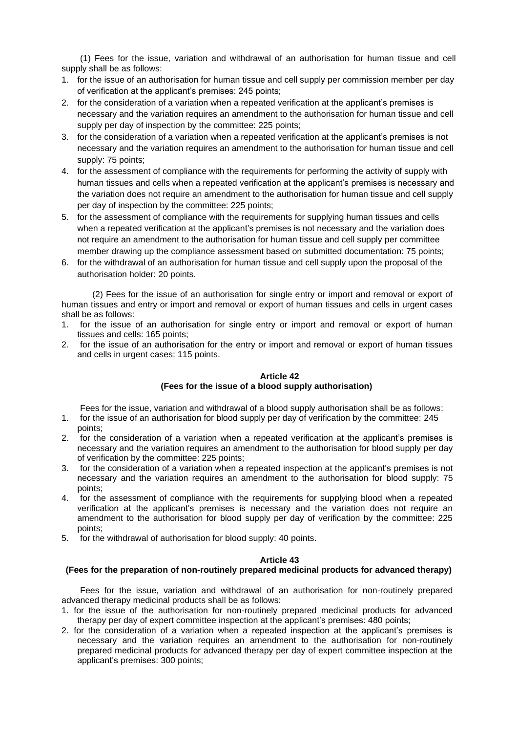(1) Fees for the issue, variation and withdrawal of an authorisation for human tissue and cell supply shall be as follows:

1. for the issue of an authorisation for human tissue and cell supply per commission member per day of verification at the applicant's premises: 245 points;
2. for the consideration of a variation when a repeated verification at the applicant's premises is necessary and the variation requires an amendment to the authorisation for human tissue and cell supply per day of inspection by the committee: 225 points;
3. for the consideration of a variation when a repeated verification at the applicant's premises is not necessary and the variation requires an amendment to the authorisation for human tissue and cell supply: 75 points;
4. for the assessment of compliance with the requirements for performing the activity of supply with human tissues and cells when a repeated verification at the applicant's premises is necessary and the variation does not require an amendment to the authorisation for human tissue and cell supply per day of inspection by the committee: 225 points;
5. for the assessment of compliance with the requirements for supplying human tissues and cells when a repeated verification at the applicant's premises is not necessary and the variation does not require an amendment to the authorisation for human tissue and cell supply per committee member drawing up the compliance assessment based on submitted documentation: 75 points;
6. for the withdrawal of an authorisation for human tissue and cell supply upon the proposal of the authorisation holder: 20 points.

(2) Fees for the issue of an authorisation for single entry or import and removal or export of human tissues and entry or import and removal or export of human tissues and cells in urgent cases shall be as follows:

1. for the issue of an authorisation for single entry or import and removal or export of human tissues and cells: 165 points;
2. for the issue of an authorisation for the entry or import and removal or export of human tissues and cells in urgent cases: 115 points.

**Article 42**
**(Fees for the issue of a blood supply authorisation)**

Fees for the issue, variation and withdrawal of a blood supply authorisation shall be as follows:

1. for the issue of an authorisation for blood supply per day of verification by the committee: 245 points;
2. for the consideration of a variation when a repeated verification at the applicant's premises is necessary and the variation requires an amendment to the authorisation for blood supply per day of verification by the committee: 225 points;
3. for the consideration of a variation when a repeated inspection at the applicant's premises is not necessary and the variation requires an amendment to the authorisation for blood supply: 75 points;
4. for the assessment of compliance with the requirements for supplying blood when a repeated verification at the applicant's premises is necessary and the variation does not require an amendment to the authorisation for blood supply per day of verification by the committee: 225 points;
5. for the withdrawal of authorisation for blood supply: 40 points.

**Article 43**
**(Fees for the preparation of non-routinely prepared medicinal products for advanced therapy)**

Fees for the issue, variation and withdrawal of an authorisation for non-routinely prepared advanced therapy medicinal products shall be as follows:

1. for the issue of the authorisation for non-routinely prepared medicinal products for advanced therapy per day of expert committee inspection at the applicant's premises: 480 points;
2. for the consideration of a variation when a repeated inspection at the applicant's premises is necessary and the variation requires an amendment to the authorisation for non-routinely prepared medicinal products for advanced therapy per day of expert committee inspection at the applicant's premises: 300 points;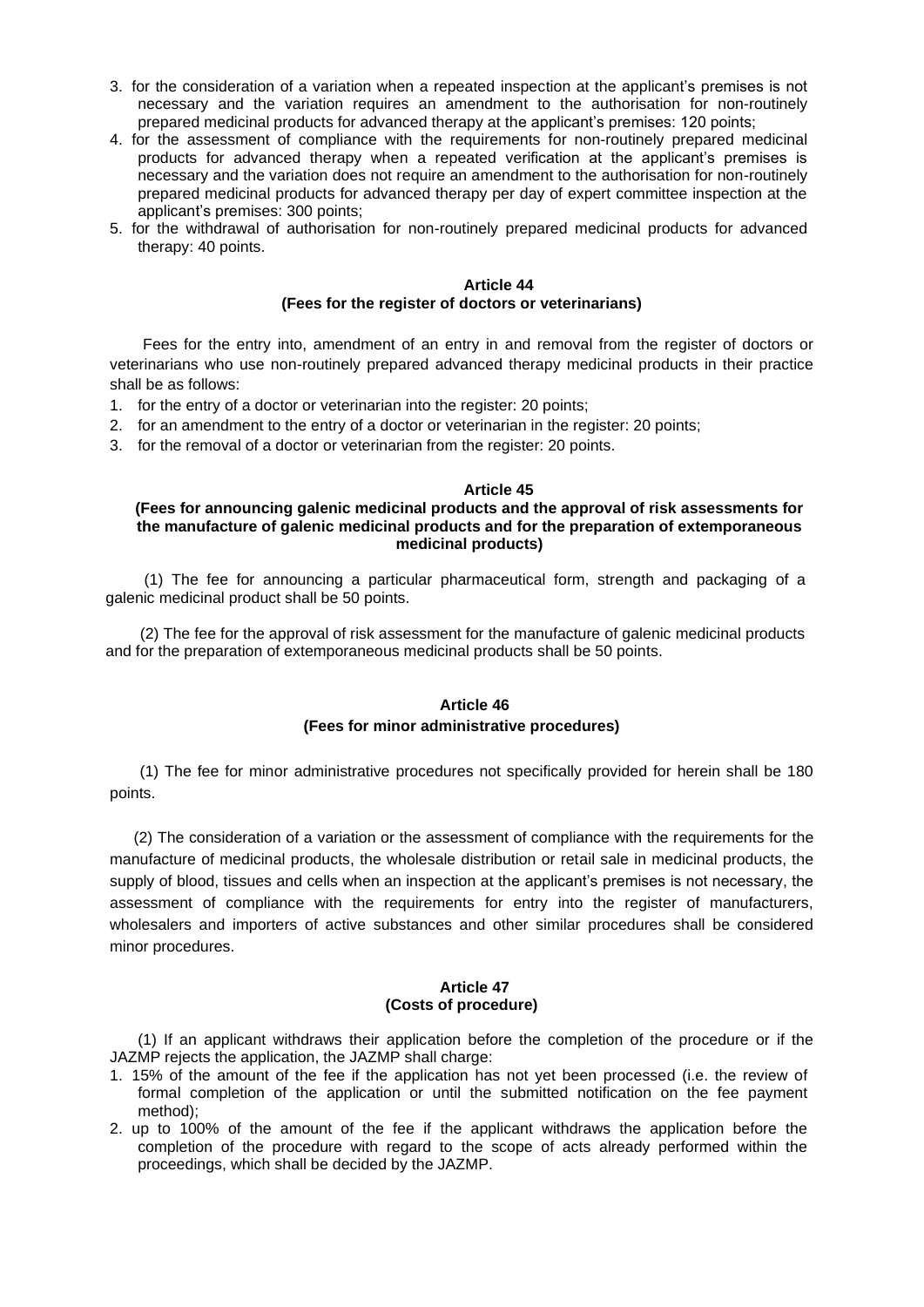3. for the consideration of a variation when a repeated inspection at the applicant's premises is not necessary and the variation requires an amendment to the authorisation for non-routinely prepared medicinal products for advanced therapy at the applicant's premises: 120 points;
4. for the assessment of compliance with the requirements for non-routinely prepared medicinal products for advanced therapy when a repeated verification at the applicant's premises is necessary and the variation does not require an amendment to the authorisation for non-routinely prepared medicinal products for advanced therapy per day of expert committee inspection at the applicant's premises: 300 points;
5. for the withdrawal of authorisation for non-routinely prepared medicinal products for advanced therapy: 40 points.

**Article 44**
**(Fees for the register of doctors or veterinarians)**

Fees for the entry into, amendment of an entry in and removal from the register of doctors or veterinarians who use non-routinely prepared advanced therapy medicinal products in their practice shall be as follows:

1. for the entry of a doctor or veterinarian into the register: 20 points;
2. for an amendment to the entry of a doctor or veterinarian in the register: 20 points;
3. for the removal of a doctor or veterinarian from the register: 20 points.

**Article 45**
**(Fees for announcing galenic medicinal products and the approval of risk assessments for the manufacture of galenic medicinal products and for the preparation of extemporaneous medicinal products)**

(1) The fee for announcing a particular pharmaceutical form, strength and packaging of a galenic medicinal product shall be 50 points.

(2) The fee for the approval of risk assessment for the manufacture of galenic medicinal products and for the preparation of extemporaneous medicinal products shall be 50 points.

**Article 46**
**(Fees for minor administrative procedures)**

(1) The fee for minor administrative procedures not specifically provided for herein shall be 180 points.

(2) The consideration of a variation or the assessment of compliance with the requirements for the manufacture of medicinal products, the wholesale distribution or retail sale in medicinal products, the supply of blood, tissues and cells when an inspection at the applicant's premises is not necessary, the assessment of compliance with the requirements for entry into the register of manufacturers, wholesalers and importers of active substances and other similar procedures shall be considered minor procedures.

**Article 47**
**(Costs of procedure)**

(1) If an applicant withdraws their application before the completion of the procedure or if the JAZMP rejects the application, the JAZMP shall charge:

1. 15% of the amount of the fee if the application has not yet been processed (i.e. the review of formal completion of the application or until the submitted notification on the fee payment method);
2. up to 100% of the amount of the fee if the applicant withdraws the application before the completion of the procedure with regard to the scope of acts already performed within the proceedings, which shall be decided by the JAZMP.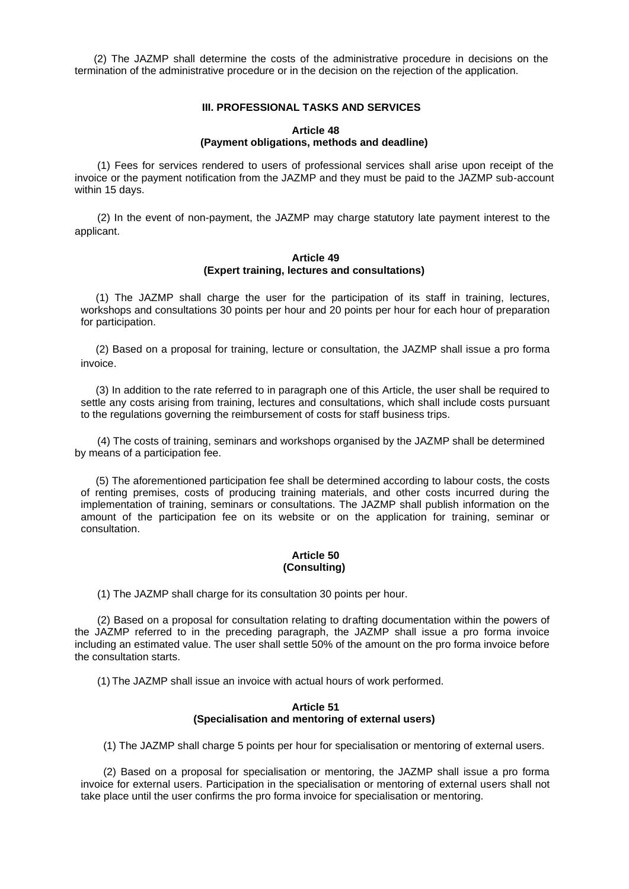(2) The JAZMP shall determine the costs of the administrative procedure in decisions on the termination of the administrative procedure or in the decision on the rejection of the application.

## III. PROFESSIONAL TASKS AND SERVICES

### Article 48
### (Payment obligations, methods and deadline)

(1) Fees for services rendered to users of professional services shall arise upon receipt of the invoice or the payment notification from the JAZMP and they must be paid to the JAZMP sub-account within 15 days.

(2) In the event of non-payment, the JAZMP may charge statutory late payment interest to the applicant.

### Article 49
### (Expert training, lectures and consultations)

(1) The JAZMP shall charge the user for the participation of its staff in training, lectures, workshops and consultations 30 points per hour and 20 points per hour for each hour of preparation for participation.

(2) Based on a proposal for training, lecture or consultation, the JAZMP shall issue a pro forma invoice.

(3) In addition to the rate referred to in paragraph one of this Article, the user shall be required to settle any costs arising from training, lectures and consultations, which shall include costs pursuant to the regulations governing the reimbursement of costs for staff business trips.

(4) The costs of training, seminars and workshops organised by the JAZMP shall be determined by means of a participation fee.

(5) The aforementioned participation fee shall be determined according to labour costs, the costs of renting premises, costs of producing training materials, and other costs incurred during the implementation of training, seminars or consultations. The JAZMP shall publish information on the amount of the participation fee on its website or on the application for training, seminar or consultation.

### Article 50
### (Consulting)

(1) The JAZMP shall charge for its consultation 30 points per hour.

(2) Based on a proposal for consultation relating to drafting documentation within the powers of the JAZMP referred to in the preceding paragraph, the JAZMP shall issue a pro forma invoice including an estimated value. The user shall settle 50% of the amount on the pro forma invoice before the consultation starts.

(1) The JAZMP shall issue an invoice with actual hours of work performed.

### Article 51
### (Specialisation and mentoring of external users)

(1) The JAZMP shall charge 5 points per hour for specialisation or mentoring of external users.

(2) Based on a proposal for specialisation or mentoring, the JAZMP shall issue a pro forma invoice for external users. Participation in the specialisation or mentoring of external users shall not take place until the user confirms the pro forma invoice for specialisation or mentoring.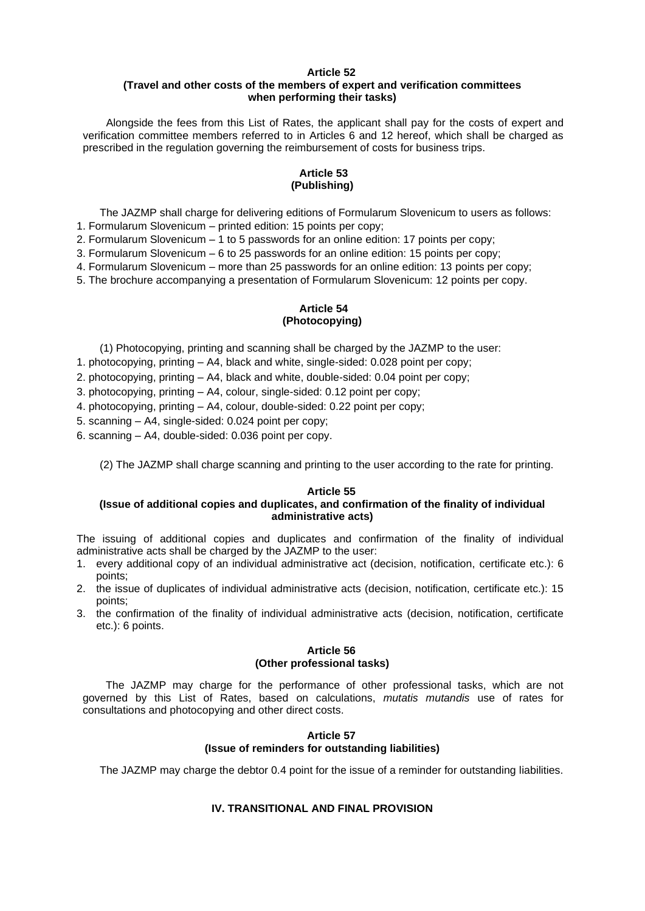**Article 52**
**(Travel and other costs of the members of expert and verification committees when performing their tasks)**

Alongside the fees from this List of Rates, the applicant shall pay for the costs of expert and verification committee members referred to in Articles 6 and 12 hereof, which shall be charged as prescribed in the regulation governing the reimbursement of costs for business trips.

**Article 53**
**(Publishing)**

The JAZMP shall charge for delivering editions of Formularum Slovenicum to users as follows:

1. Formularum Slovenicum – printed edition: 15 points per copy;
2. Formularum Slovenicum – 1 to 5 passwords for an online edition: 17 points per copy;
3. Formularum Slovenicum – 6 to 25 passwords for an online edition: 15 points per copy;
4. Formularum Slovenicum – more than 25 passwords for an online edition: 13 points per copy;
5. The brochure accompanying a presentation of Formularum Slovenicum: 12 points per copy.

**Article 54**
**(Photocopying)**

(1) Photocopying, printing and scanning shall be charged by the JAZMP to the user:

1. photocopying, printing – A4, black and white, single-sided: 0.028 point per copy;
2. photocopying, printing – A4, black and white, double-sided: 0.04 point per copy;
3. photocopying, printing – A4, colour, single-sided: 0.12 point per copy;
4. photocopying, printing – A4, colour, double-sided: 0.22 point per copy;
5. scanning – A4, single-sided: 0.024 point per copy;
6. scanning – A4, double-sided: 0.036 point per copy.

(2) The JAZMP shall charge scanning and printing to the user according to the rate for printing.

**Article 55**
**(Issue of additional copies and duplicates, and confirmation of the finality of individual administrative acts)**

The issuing of additional copies and duplicates and confirmation of the finality of individual administrative acts shall be charged by the JAZMP to the user:

1. every additional copy of an individual administrative act (decision, notification, certificate etc.): 6 points;
2. the issue of duplicates of individual administrative acts (decision, notification, certificate etc.): 15 points;
3. the confirmation of the finality of individual administrative acts (decision, notification, certificate etc.): 6 points.

**Article 56**
**(Other professional tasks)**

The JAZMP may charge for the performance of other professional tasks, which are not governed by this List of Rates, based on calculations, *mutatis mutandis* use of rates for consultations and photocopying and other direct costs.

**Article 57**
**(Issue of reminders for outstanding liabilities)**

The JAZMP may charge the debtor 0.4 point for the issue of a reminder for outstanding liabilities.

## IV. TRANSITIONAL AND FINAL PROVISION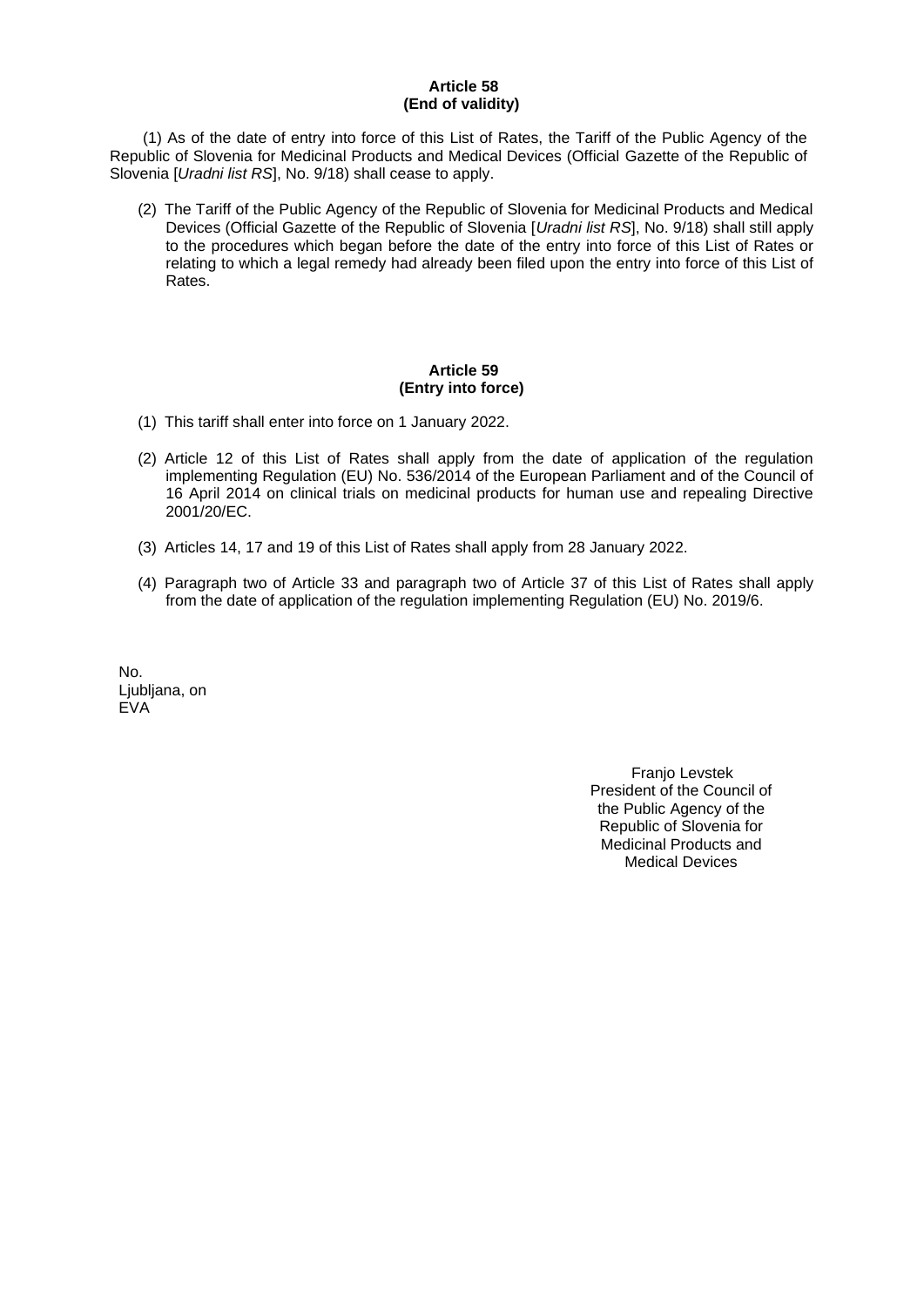**Article 58**
**(End of validity)**

(1) As of the date of entry into force of this List of Rates, the Tariff of the Public Agency of the Republic of Slovenia for Medicinal Products and Medical Devices (Official Gazette of the Republic of Slovenia [*Uradni list RS*], No. 9/18) shall cease to apply.

(2) The Tariff of the Public Agency of the Republic of Slovenia for Medicinal Products and Medical Devices (Official Gazette of the Republic of Slovenia [*Uradni list RS*], No. 9/18) shall still apply to the procedures which began before the date of the entry into force of this List of Rates or relating to which a legal remedy had already been filed upon the entry into force of this List of Rates.

**Article 59**
**(Entry into force)**

(1) This tariff shall enter into force on 1 January 2022.

(2) Article 12 of this List of Rates shall apply from the date of application of the regulation implementing Regulation (EU) No. 536/2014 of the European Parliament and of the Council of 16 April 2014 on clinical trials on medicinal products for human use and repealing Directive 2001/20/EC.

(3) Articles 14, 17 and 19 of this List of Rates shall apply from 28 January 2022.

(4) Paragraph two of Article 33 and paragraph two of Article 37 of this List of Rates shall apply from the date of application of the regulation implementing Regulation (EU) No. 2019/6.

No.
Ljubljana, on
EVA

Franjo Levstek
President of the Council of the Public Agency of the Republic of Slovenia for Medicinal Products and Medical Devices